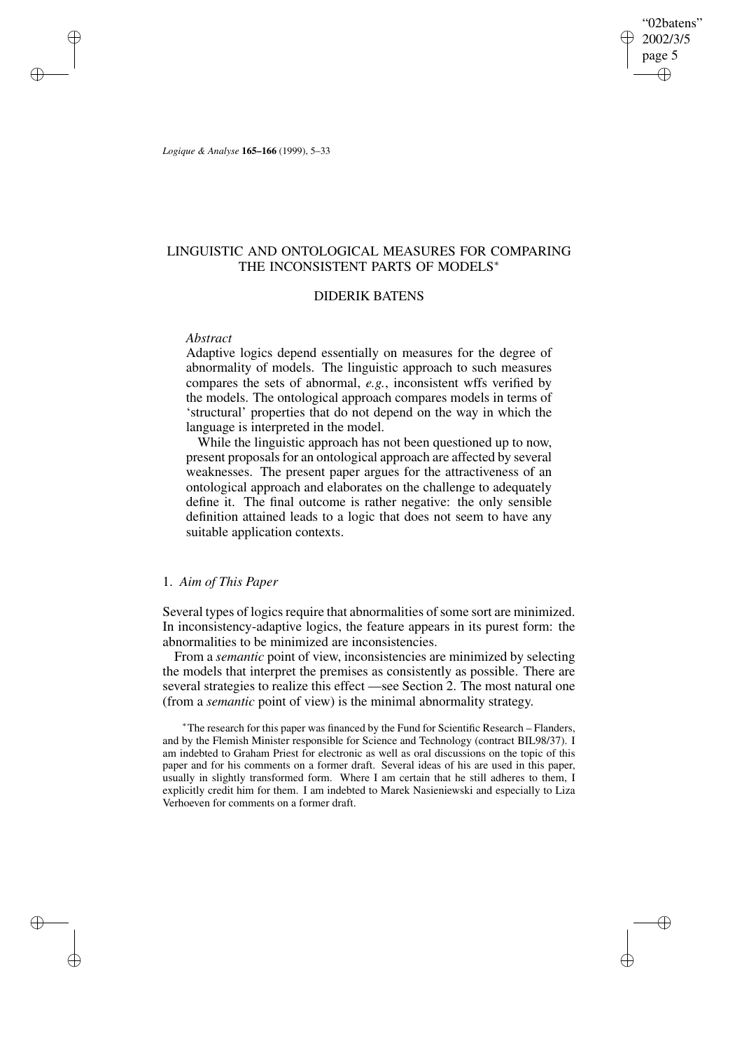# LINGUISTIC AND ONTOLOGICAL MEASURES FOR COMPARING THE INCONSISTENT PARTS OF MODELS*

## DIDERIK BATENS

*Abstract*

Adaptive logics depend essentially on measures for the degree of abnormality of models. The linguistic approach to such measures compares the sets of abnormal, *e.g.*, inconsistent wffs verified by the models. The ontological approach compares models in terms of 'structural' properties that do not depend on the way in which the language is interpreted in the model.

While the linguistic approach has not been questioned up to now, present proposals for an ontological approach are affected by several weaknesses. The present paper argues for the attractiveness of an ontological approach and elaborates on the challenge to adequately define it. The final outcome is rather negative: the only sensible definition attained leads to a logic that does not seem to have any suitable application contexts.

## 1. *Aim of This Paper*

Several types of logics require that abnormalities of some sort are minimized. In inconsistency-adaptive logics, the feature appears in its purest form: the abnormalities to be minimized are inconsistencies.

From a *semantic* point of view, inconsistencies are minimized by selecting the models that interpret the premises as consistently as possible. There are several strategies to realize this effect —see Section 2. The most natural one (from a *semantic* point of view) is the minimal abnormality strategy.

*The research for this paper was financed by the Fund for Scientific Research – Flanders, and by the Flemish Minister responsible for Science and Technology (contract BIL98/37). I am indebted to Graham Priest for electronic as well as oral discussions on the topic of this paper and for his comments on a former draft. Several ideas of his are used in this paper, usually in slightly transformed form. Where I am certain that he still adheres to them, I explicitly credit him for them. I am indebted to Marek Nasieniewski and especially to Liza Verhoeven for comments on a former draft.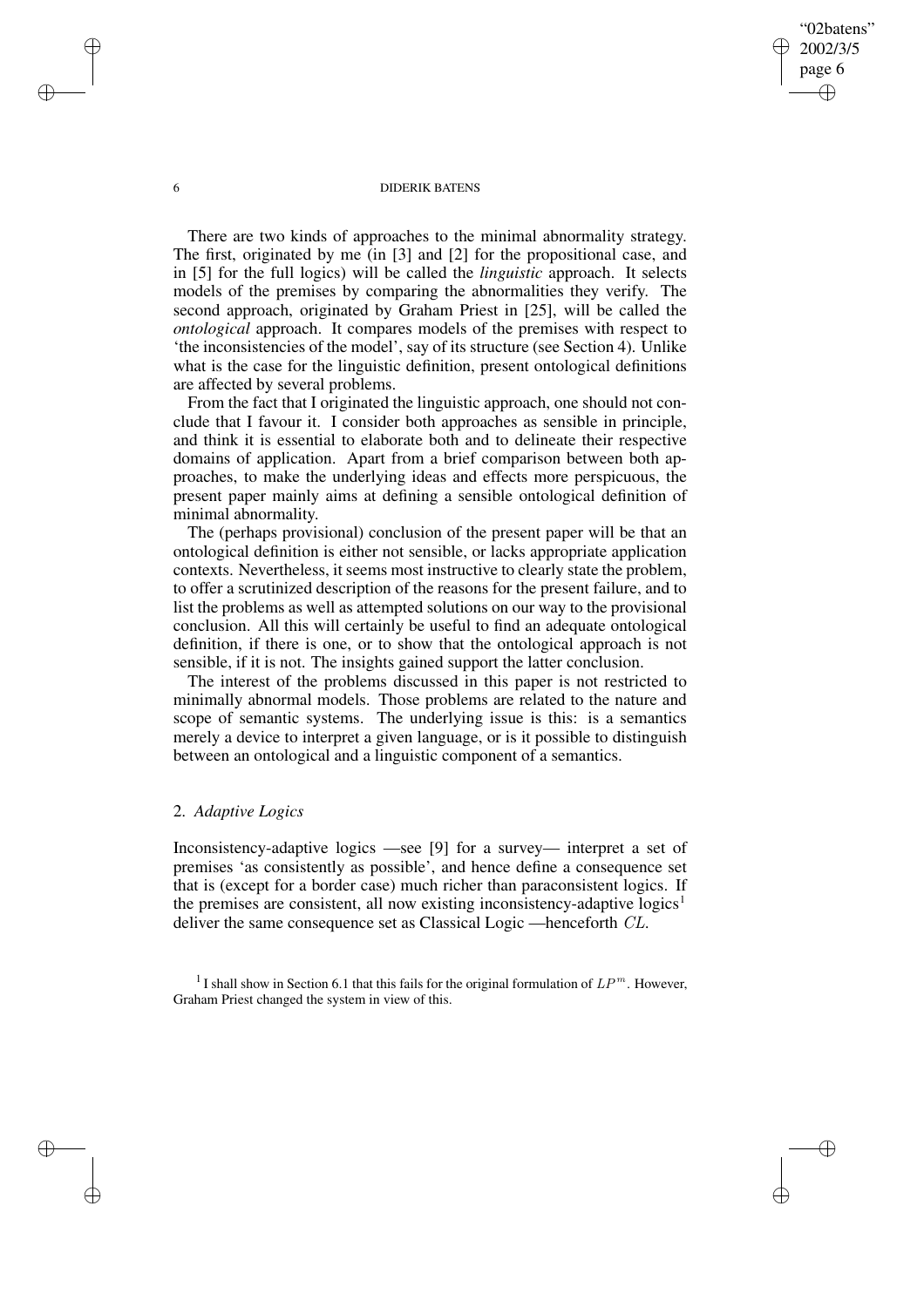There are two kinds of approaches to the minimal abnormality strategy. The first, originated by me (in [3] and [2] for the propositional case, and in [5] for the full logics) will be called the *linguistic* approach. It selects models of the premises by comparing the abnormalities they verify. The second approach, originated by Graham Priest in [25], will be called the *ontological* approach. It compares models of the premises with respect to 'the inconsistencies of the model', say of its structure (see Section 4). Unlike what is the case for the linguistic definition, present ontological definitions are affected by several problems.

From the fact that I originated the linguistic approach, one should not conclude that I favour it. I consider both approaches as sensible in principle, and think it is essential to elaborate both and to delineate their respective domains of application. Apart from a brief comparison between both approaches, to make the underlying ideas and effects more perspicuous, the present paper mainly aims at defining a sensible ontological definition of minimal abnormality.

The (perhaps provisional) conclusion of the present paper will be that an ontological definition is either not sensible, or lacks appropriate application contexts. Nevertheless, it seems most instructive to clearly state the problem, to offer a scrutinized description of the reasons for the present failure, and to list the problems as well as attempted solutions on our way to the provisional conclusion. All this will certainly be useful to find an adequate ontological definition, if there is one, or to show that the ontological approach is not sensible, if it is not. The insights gained support the latter conclusion.

The interest of the problems discussed in this paper is not restricted to minimally abnormal models. Those problems are related to the nature and scope of semantic systems. The underlying issue is this: is a semantics merely a device to interpret a given language, or is it possible to distinguish between an ontological and a linguistic component of a semantics.

## 2. *Adaptive Logics*

Inconsistency-adaptive logics —see [9] for a survey— interpret a set of premises 'as consistently as possible', and hence define a consequence set that is (except for a border case) much richer than paraconsistent logics. If the premises are consistent, all now existing inconsistency-adaptive logics[1] deliver the same consequence set as Classical Logic —henceforth $CL$.

[1] I shall show in Section 6.1 that this fails for the original formulation of $LP^m$. However, Graham Priest changed the system in view of this.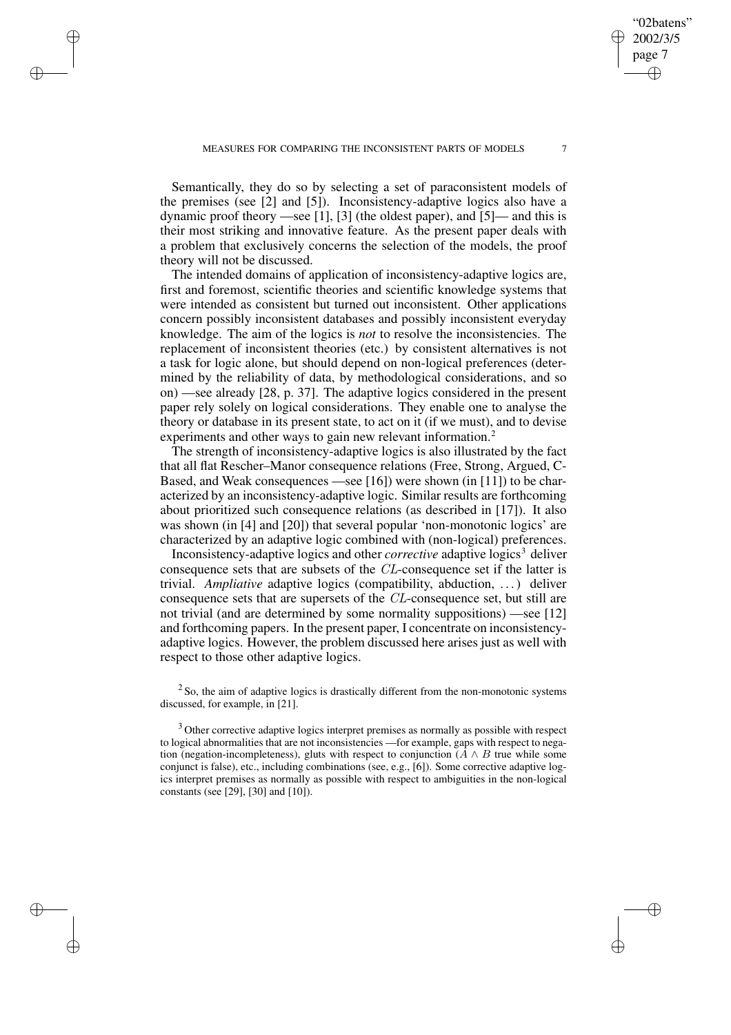Semantically, they do so by selecting a set of paraconsistent models of the premises (see [2] and [5]). Inconsistency-adaptive logics also have a dynamic proof theory —see [1], [3] (the oldest paper), and [5]— and this is their most striking and innovative feature. As the present paper deals with a problem that exclusively concerns the selection of the models, the proof theory will not be discussed.

The intended domains of application of inconsistency-adaptive logics are, first and foremost, scientific theories and scientific knowledge systems that were intended as consistent but turned out inconsistent. Other applications concern possibly inconsistent databases and possibly inconsistent everyday knowledge. The aim of the logics is *not* to resolve the inconsistencies. The replacement of inconsistent theories (etc.) by consistent alternatives is not a task for logic alone, but should depend on non-logical preferences (determined by the reliability of data, by methodological considerations, and so on) —see already [28, p. 37]. The adaptive logics considered in the present paper rely solely on logical considerations. They enable one to analyse the theory or database in its present state, to act on it (if we must), and to devise experiments and other ways to gain new relevant information.[2]

The strength of inconsistency-adaptive logics is also illustrated by the fact that all flat Rescher–Manor consequence relations (Free, Strong, Argued, C-Based, and Weak consequences —see [16]) were shown (in [11]) to be characterized by an inconsistency-adaptive logic. Similar results are forthcoming about prioritized such consequence relations (as described in [17]). It also was shown (in [4] and [20]) that several popular 'non-monotonic logics' are characterized by an adaptive logic combined with (non-logical) preferences.

Inconsistency-adaptive logics and other *corrective* adaptive logics[3] deliver consequence sets that are subsets of the $CL$-consequence set if the latter is trivial. *Ampliative* adaptive logics (compatibility, abduction, ...) deliver consequence sets that are supersets of the $CL$-consequence set, but still are not trivial (and are determined by some normality suppositions) —see [12] and forthcoming papers. In the present paper, I concentrate on inconsistency-adaptive logics. However, the problem discussed here arises just as well with respect to those other adaptive logics.

[2] So, the aim of adaptive logics is drastically different from the non-monotonic systems discussed, for example, in [21].

[3] Other corrective adaptive logics interpret premises as normally as possible with respect to logical abnormalities that are not inconsistencies —for example, gaps with respect to negation (negation-incompleteness), gluts with respect to conjunction ($A \wedge B$ true while some conjunct is false), etc., including combinations (see, e.g., [6]). Some corrective adaptive logics interpret premises as normally as possible with respect to ambiguities in the non-logical constants (see [29], [30] and [10]).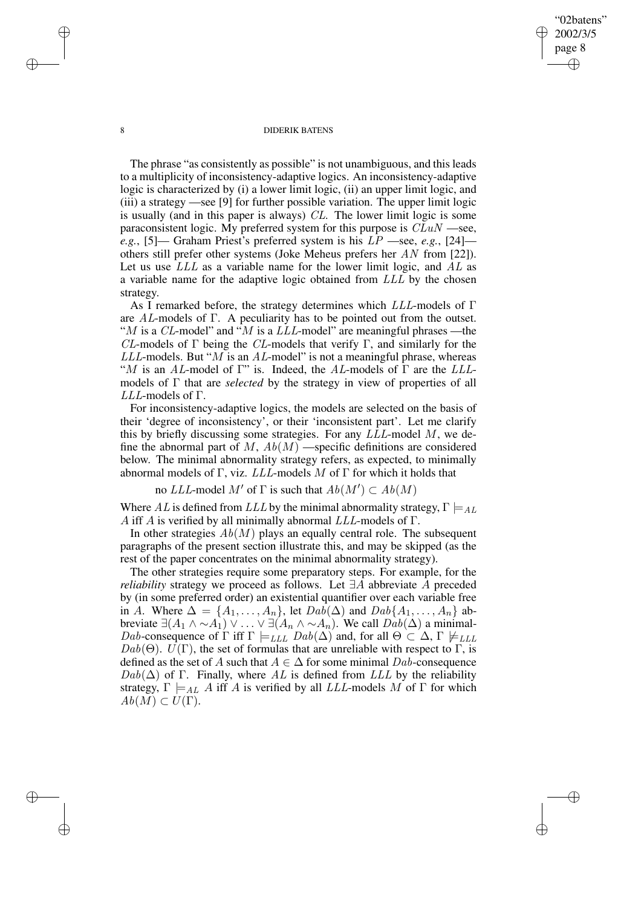The phrase "as consistently as possible" is not unambiguous, and this leads to a multiplicity of inconsistency-adaptive logics. An inconsistency-adaptive logic is characterized by (i) a lower limit logic, (ii) an upper limit logic, and (iii) a strategy —see [9] for further possible variation. The upper limit logic is usually (and in this paper is always) $CL$. The lower limit logic is some paraconsistent logic. My preferred system for this purpose is $CLuN$ —see, *e.g.*, [5]— Graham Priest's preferred system is his $LP$ —see, *e.g.*, [24]— others still prefer other systems (Joke Meheus prefers her $AN$ from [22]). Let us use $LLL$ as a variable name for the lower limit logic, and $AL$ as a variable name for the adaptive logic obtained from $LLL$ by the chosen strategy.

As I remarked before, the strategy determines which $LLL$-models of $\Gamma$ are $AL$-models of $\Gamma$. A peculiarity has to be pointed out from the outset. "$M$ is a $CL$-model" and "$M$ is a $LLL$-model" are meaningful phrases —the $CL$-models of $\Gamma$ being the $CL$-models that verify $\Gamma$, and similarly for the $LLL$-models. But "$M$ is an $AL$-model" is not a meaningful phrase, whereas "$M$ is an $AL$-model of $\Gamma$" is. Indeed, the $AL$-models of $\Gamma$ are the $LLL$-models of $\Gamma$ that are *selected* by the strategy in view of properties of all $LLL$-models of $\Gamma$.

For inconsistency-adaptive logics, the models are selected on the basis of their 'degree of inconsistency', or their 'inconsistent part'. Let me clarify this by briefly discussing some strategies. For any $LLL$-model $M$, we define the abnormal part of $M$, $Ab(M)$ —specific definitions are considered below. The minimal abnormality strategy refers, as expected, to minimally abnormal models of $\Gamma$, viz. $LLL$-models $M$ of $\Gamma$ for which it holds that

$$\text{no } LLL\text{-model } M' \text{ of } \Gamma \text{ is such that } Ab(M') \subset Ab(M)$$

Where $AL$ is defined from $LLL$ by the minimal abnormality strategy, $\Gamma \models_{AL} A$ iff $A$ is verified by all minimally abnormal $LLL$-models of $\Gamma$.

In other strategies $Ab(M)$ plays an equally central role. The subsequent paragraphs of the present section illustrate this, and may be skipped (as the rest of the paper concentrates on the minimal abnormality strategy).

The other strategies require some preparatory steps. For example, for the *reliability* strategy we proceed as follows. Let $\exists A$ abbreviate $A$ preceded by (in some preferred order) an existential quantifier over each variable free in $A$. Where $\Delta = \{A_1, \ldots, A_n\}$, let $Dab(\Delta)$ and $Dab\{A_1, \ldots, A_n\}$ abbreviate $\exists(A_1 \wedge \sim A_1) \vee \ldots \vee \exists(A_n \wedge \sim A_n)$. We call $Dab(\Delta)$ a minimal-$Dab$-consequence of $\Gamma$ iff $\Gamma \models_{LLL} Dab(\Delta)$ and, for all $\Theta \subset \Delta$, $\Gamma \not\models_{LLL} Dab(\Theta)$. $U(\Gamma)$, the set of formulas that are unreliable with respect to $\Gamma$, is defined as the set of $A$ such that $A \in \Delta$ for some minimal $Dab$-consequence $Dab(\Delta)$ of $\Gamma$. Finally, where $AL$ is defined from $LLL$ by the reliability strategy, $\Gamma \models_{AL} A$ iff $A$ is verified by all $LLL$-models $M$ of $\Gamma$ for which $Ab(M) \subset U(\Gamma)$.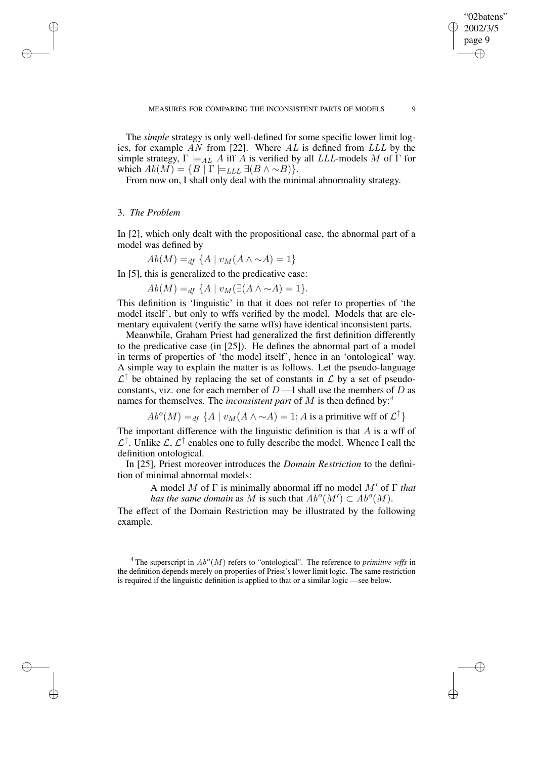The *simple* strategy is only well-defined for some specific lower limit logics, for example $AN$ from [22]. Where $AL$ is defined from $LLL$ by the simple strategy, $\Gamma \models_{AL} A$ iff $A$ is verified by all $LLL$-models $M$ of $\Gamma$ for which $Ab(M) = \{B \mid \Gamma \models_{LLL} \exists(B \wedge \sim B)\}$.

From now on, I shall only deal with the minimal abnormality strategy.

## 3. *The Problem*

In [2], which only dealt with the propositional case, the abnormal part of a model was defined by

$$Ab(M) =_{df} \{A \mid v_M(A \wedge \sim A) = 1\}$$

In [5], this is generalized to the predicative case:

$$Ab(M) =_{df} \{A \mid v_M(\exists(A \wedge \sim A) = 1\}.$$

This definition is 'linguistic' in that it does not refer to properties of 'the model itself', but only to wffs verified by the model. Models that are elementary equivalent (verify the same wffs) have identical inconsistent parts.

Meanwhile, Graham Priest had generalized the first definition differently to the predicative case (in [25]). He defines the abnormal part of a model in terms of properties of 'the model itself', hence in an 'ontological' way. A simple way to explain the matter is as follows. Let the pseudo-language $\mathcal{L}^{\dagger}$ be obtained by replacing the set of constants in $\mathcal{L}$ by a set of pseudo-constants, viz. one for each member of $D$ —I shall use the members of $D$ as names for themselves. The *inconsistent part* of $M$ is then defined by:[4]

$$Ab^o(M) =_{df} \{A \mid v_M(A \wedge \sim A) = 1; A \text{ is a primitive wff of } \mathcal{L}^{\dagger}\}$$

The important difference with the linguistic definition is that $A$ is a wff of $\mathcal{L}^{\dagger}$. Unlike $\mathcal{L}$, $\mathcal{L}^{\dagger}$ enables one to fully describe the model. Whence I call the definition ontological.

In [25], Priest moreover introduces the *Domain Restriction* to the definition of minimal abnormal models:

> A model $M$ of $\Gamma$ is minimally abnormal iff no model $M'$ of $\Gamma$ *that has the same domain* as $M$ is such that $Ab^o(M') \subset Ab^o(M)$.

The effect of the Domain Restriction may be illustrated by the following example.

[4] The superscript in $Ab^o(M)$ refers to "ontological". The reference to *primitive wffs* in the definition depends merely on properties of Priest's lower limit logic. The same restriction is required if the linguistic definition is applied to that or a similar logic —see below.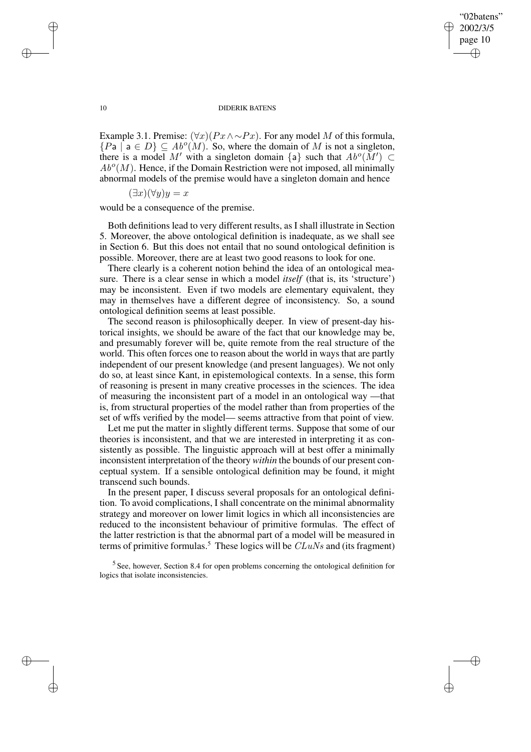Example 3.1. Premise: $(\forall x)(Px \wedge {\sim}Px)$. For any model $M$ of this formula, $\{P\mathsf{a} \mid \mathsf{a} \in D\} \subseteq Ab^o(M)$. So, where the domain of $M$ is not a singleton, there is a model $M'$ with a singleton domain $\{\mathsf{a}\}$ such that $Ab^o(M') \subset Ab^o(M)$. Hence, if the Domain Restriction were not imposed, all minimally abnormal models of the premise would have a singleton domain and hence

$$(\exists x)(\forall y) y = x$$

would be a consequence of the premise.

Both definitions lead to very different results, as I shall illustrate in Section 5. Moreover, the above ontological definition is inadequate, as we shall see in Section 6. But this does not entail that no sound ontological definition is possible. Moreover, there are at least two good reasons to look for one.

There clearly is a coherent notion behind the idea of an ontological measure. There is a clear sense in which a model *itself* (that is, its 'structure') may be inconsistent. Even if two models are elementary equivalent, they may in themselves have a different degree of inconsistency. So, a sound ontological definition seems at least possible.

The second reason is philosophically deeper. In view of present-day historical insights, we should be aware of the fact that our knowledge may be, and presumably forever will be, quite remote from the real structure of the world. This often forces one to reason about the world in ways that are partly independent of our present knowledge (and present languages). We not only do so, at least since Kant, in epistemological contexts. In a sense, this form of reasoning is present in many creative processes in the sciences. The idea of measuring the inconsistent part of a model in an ontological way —that is, from structural properties of the model rather than from properties of the set of wffs verified by the model— seems attractive from that point of view.

Let me put the matter in slightly different terms. Suppose that some of our theories is inconsistent, and that we are interested in interpreting it as consistently as possible. The linguistic approach will at best offer a minimally inconsistent interpretation of the theory *within* the bounds of our present conceptual system. If a sensible ontological definition may be found, it might transcend such bounds.

In the present paper, I discuss several proposals for an ontological definition. To avoid complications, I shall concentrate on the minimal abnormality strategy and moreover on lower limit logics in which all inconsistencies are reduced to the inconsistent behaviour of primitive formulas. The effect of the latter restriction is that the abnormal part of a model will be measured in terms of primitive formulas.[5] These logics will be $CLuNs$ and (its fragment)

[5] See, however, Section 8.4 for open problems concerning the ontological definition for logics that isolate inconsistencies.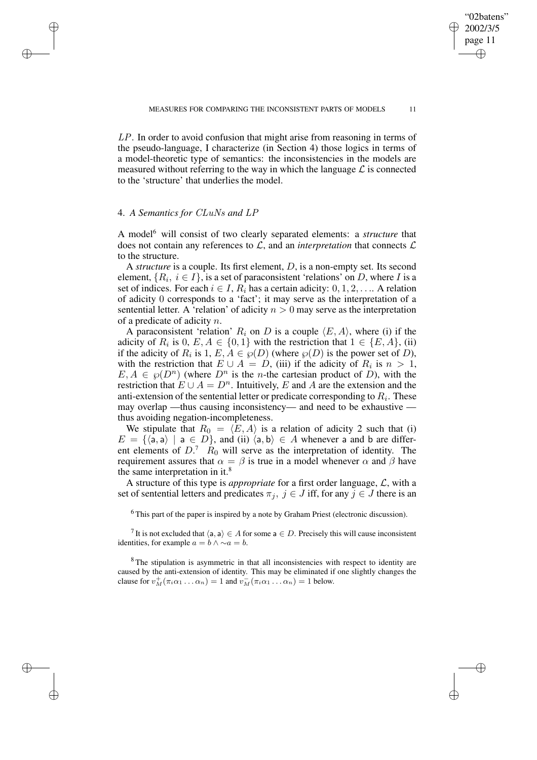$LP$. In order to avoid confusion that might arise from reasoning in terms of the pseudo-language, I characterize (in Section 4) those logics in terms of a model-theoretic type of semantics: the inconsistencies in the models are measured without referring to the way in which the language $\mathcal{L}$ is connected to the 'structure' that underlies the model.

## 4. *A Semantics for $CLuNs$ and $LP$*

A model[6] will consist of two clearly separated elements: a *structure* that does not contain any references to $\mathcal{L}$, and an *interpretation* that connects $\mathcal{L}$ to the structure.

A *structure* is a couple. Its first element, $D$, is a non-empty set. Its second element, $\{R_i,\ i \in I\}$, is a set of paraconsistent 'relations' on $D$, where $I$ is a set of indices. For each $i \in I$, $R_i$ has a certain adicity: $0, 1, 2, \ldots$. A relation of adicity $0$ corresponds to a 'fact'; it may serve as the interpretation of a sentential letter. A 'relation' of adicity $n > 0$ may serve as the interpretation of a predicate of adicity $n$.

A paraconsistent 'relation' $R_i$ on $D$ is a couple $\langle E, A\rangle$, where (i) if the adicity of $R_i$ is 0, $E, A \in \{0, 1\}$ with the restriction that $1 \in \{E, A\}$, (ii) if the adicity of $R_i$ is 1, $E, A \in \wp(D)$ (where $\wp(D)$ is the power set of $D$), with the restriction that $E \cup A = D$, (iii) if the adicity of $R_i$ is $n > 1$, $E, A \in \wp(D^n)$ (where $D^n$ is the $n$-the cartesian product of $D$), with the restriction that $E \cup A = D^n$. Intuitively, $E$ and $A$ are the extension and the anti-extension of the sentential letter or predicate corresponding to $R_i$. These may overlap —thus causing inconsistency— and need to be exhaustive —thus avoiding negation-incompleteness.

We stipulate that $R_0 = \langle E, A\rangle$ is a relation of adicity 2 such that (i) $E = \{\langle \mathsf{a}, \mathsf{a}\rangle \mid \mathsf{a} \in D\}$, and (ii) $\langle \mathsf{a}, \mathsf{b}\rangle \in A$ whenever $\mathsf{a}$ and $\mathsf{b}$ are different elements of $D$.[7] $R_0$ will serve as the interpretation of identity. The requirement assures that $\alpha = \beta$ is true in a model whenever $\alpha$ and $\beta$ have the same interpretation in it.[8]

A structure of this type is *appropriate* for a first order language, $\mathcal{L}$, with a set of sentential letters and predicates $\pi_j,\ j \in J$ iff, for any $j \in J$ there is an

[6] This part of the paper is inspired by a note by Graham Priest (electronic discussion).

[7] It is not excluded that $\langle \mathsf{a}, \mathsf{a}\rangle \in A$ for some $\mathsf{a} \in D$. Precisely this will cause inconsistent identities, for example $a = b \wedge \sim a = b$.

[8] The stipulation is asymmetric in that all inconsistencies with respect to identity are caused by the anti-extension of identity. This may be eliminated if one slightly changes the clause for $v_M^+(\pi_i\alpha_1 \ldots \alpha_n) = 1$ and $v_M^-(\pi_i\alpha_1 \ldots \alpha_n) = 1$ below.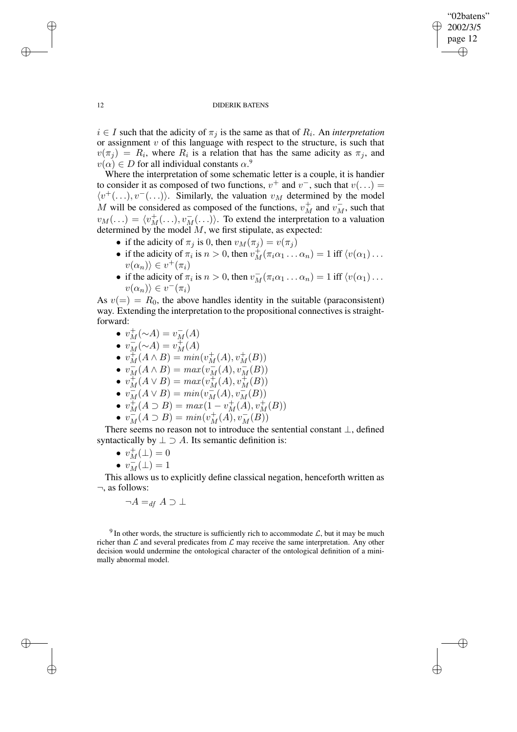$i \in I$ such that the adicity of $\pi_j$ is the same as that of $R_i$. An *interpretation* or assignment $v$ of this language with respect to the structure, is such that $v(\pi_j) = R_i$, where $R_i$ is a relation that has the same adicity as $\pi_j$, and $v(\alpha) \in D$ for all individual constants $\alpha$.[9]

Where the interpretation of some schematic letter is a couple, it is handier to consider it as composed of two functions, $v^+$ and $v^-$, such that $v(\ldots) = \langle v^+(\ldots), v^-(\ldots)\rangle$. Similarly, the valuation $v_M$ determined by the model $M$ will be considered as composed of the functions, $v_M^+$ and $v_M^-$, such that $v_M(\ldots) = \langle v_M^+(\ldots), v_M^-(\ldots)\rangle$. To extend the interpretation to a valuation determined by the model $M$, we first stipulate, as expected:

- if the adicity of $\pi_j$ is 0, then $v_M(\pi_j) = v(\pi_j)$
- if the adicity of $\pi_i$ is $n > 0$, then $v_M^+(\pi_i\alpha_1 \ldots \alpha_n) = 1$ iff $\langle v(\alpha_1) \ldots v(\alpha_n)\rangle \in v^+(\pi_i)$
- if the adicity of $\pi_i$ is $n > 0$, then $v_M^-(\pi_i\alpha_1 \ldots \alpha_n) = 1$ iff $\langle v(\alpha_1) \ldots v(\alpha_n)\rangle \in v^-(\pi_i)$

As $v(=) = R_0$, the above handles identity in the suitable (paraconsistent) way. Extending the interpretation to the propositional connectives is straightforward:

- $v_M^+(\sim A) = v_M^-(A)$
- $v_M^-(\sim A) = v_M^+(A)$
- $v_M^+(A \wedge B) = min(v_M^+(A), v_M^+(B))$
- $v_M^-(A \wedge B) = max(v_M^-(A), v_M^-(B))$
- $v_M^+(A \vee B) = max(v_M^+(A), v_M^+(B))$
- $v_M^-(A \vee B) = min(v_M^-(A), v_M^-(B))$
- $v_M^+(A \supset B) = max(1 - v_M^+(A), v_M^+(B))$
- $v_M^-(A \supset B) = min(v_M^+(A), v_M^-(B))$

There seems no reason not to introduce the sentential constant $\bot$, defined syntactically by $\bot \supset A$. Its semantic definition is:

- $v_M^+(\bot) = 0$
- $v_M^-(\bot) = 1$

This allows us to explicitly define classical negation, henceforth written as $\neg$, as follows:

$$\neg A =_{df} A \supset \bot$$

[9] In other words, the structure is sufficiently rich to accommodate $\mathcal{L}$, but it may be much richer than $\mathcal{L}$ and several predicates from $\mathcal{L}$ may receive the same interpretation. Any other decision would undermine the ontological character of the ontological definition of a minimally abnormal model.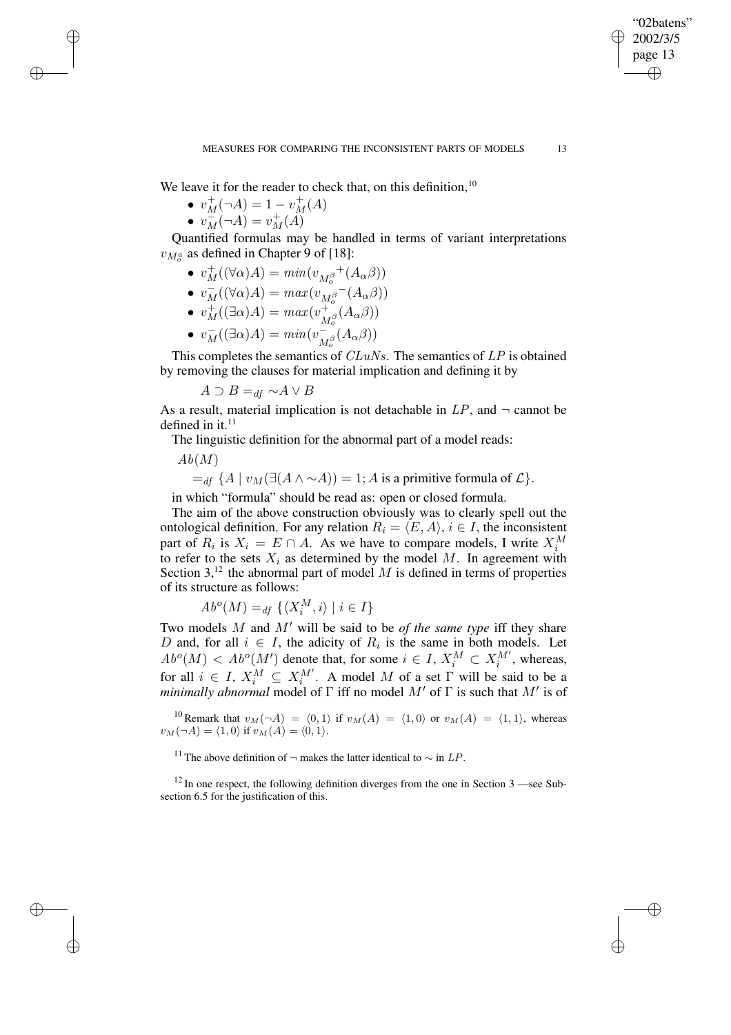We leave it for the reader to check that, on this definition,[10]

- $v_M^+(\neg A) = 1 - v_M^+(A)$
- $v_M^-(\neg A) = v_M^+(A)$

Quantified formulas may be handled in terms of variant interpretations $v_{M_o^\alpha}$ as defined in Chapter 9 of [18]:

- $v_M^+((\forall \alpha)A) = min(v_{M_o^\beta}{}^+(A_\alpha \beta))$
- $v_M^-((\forall \alpha)A) = max(v_{M_o^\beta}{}^-(A_\alpha \beta))$
- $v_M^+((\exists \alpha)A) = max(v_{M_o^\beta}^+(A_\alpha \beta))$
- $v_M^-((\exists \alpha)A) = min(v_{M_o^\beta}^-(A_\alpha \beta))$

This completes the semantics of *CLuNs*. The semantics of *LP* is obtained by removing the clauses for material implication and defining it by

$$A \supset B =_{df} \sim A \vee B$$

As a result, material implication is not detachable in $LP$, and $\neg$ cannot be defined in it.[11]

The linguistic definition for the abnormal part of a model reads:

$Ab(M)$

$=_{df} \{A \mid v_M(\exists(A \wedge \sim A)) = 1; A \text{ is a primitive formula of } \mathcal{L}\}.$

in which "formula" should be read as: open or closed formula.

The aim of the above construction obviously was to clearly spell out the ontological definition. For any relation $R_i = \langle E, A \rangle$, $i \in I$, the inconsistent part of $R_i$ is $X_i = E \cap A$. As we have to compare models, I write $X_i^M$ to refer to the sets $X_i$ as determined by the model $M$. In agreement with Section 3,[12] the abnormal part of model $M$ is defined in terms of properties of its structure as follows:

$$Ab^o(M) =_{df} \{\langle X_i^M, i \rangle \mid i \in I\}$$

Two models $M$ and $M'$ will be said to be *of the same type* iff they share $D$ and, for all $i \in I$, the adicity of $R_i$ is the same in both models. Let $Ab^o(M) < Ab^o(M')$ denote that, for some $i \in I$, $X_i^M \subset X_i^{M'}$, whereas, for all $i \in I$, $X_i^M \subseteq X_i^{M'}$. A model $M$ of a set $\Gamma$ will be said to be a *minimally abnormal* model of $\Gamma$ iff no model $M'$ of $\Gamma$ is such that $M'$ is of

[10] Remark that $v_M(\neg A) = \langle 0, 1 \rangle$ if $v_M(A) = \langle 1, 0 \rangle$ or $v_M(A) = \langle 1, 1 \rangle$, whereas $v_M(\neg A) = \langle 1, 0 \rangle$ if $v_M(A) = \langle 0, 1 \rangle$.

[11] The above definition of $\neg$ makes the latter identical to $\sim$ in $LP$.

[12] In one respect, the following definition diverges from the one in Section 3 —see Subsection 6.5 for the justification of this.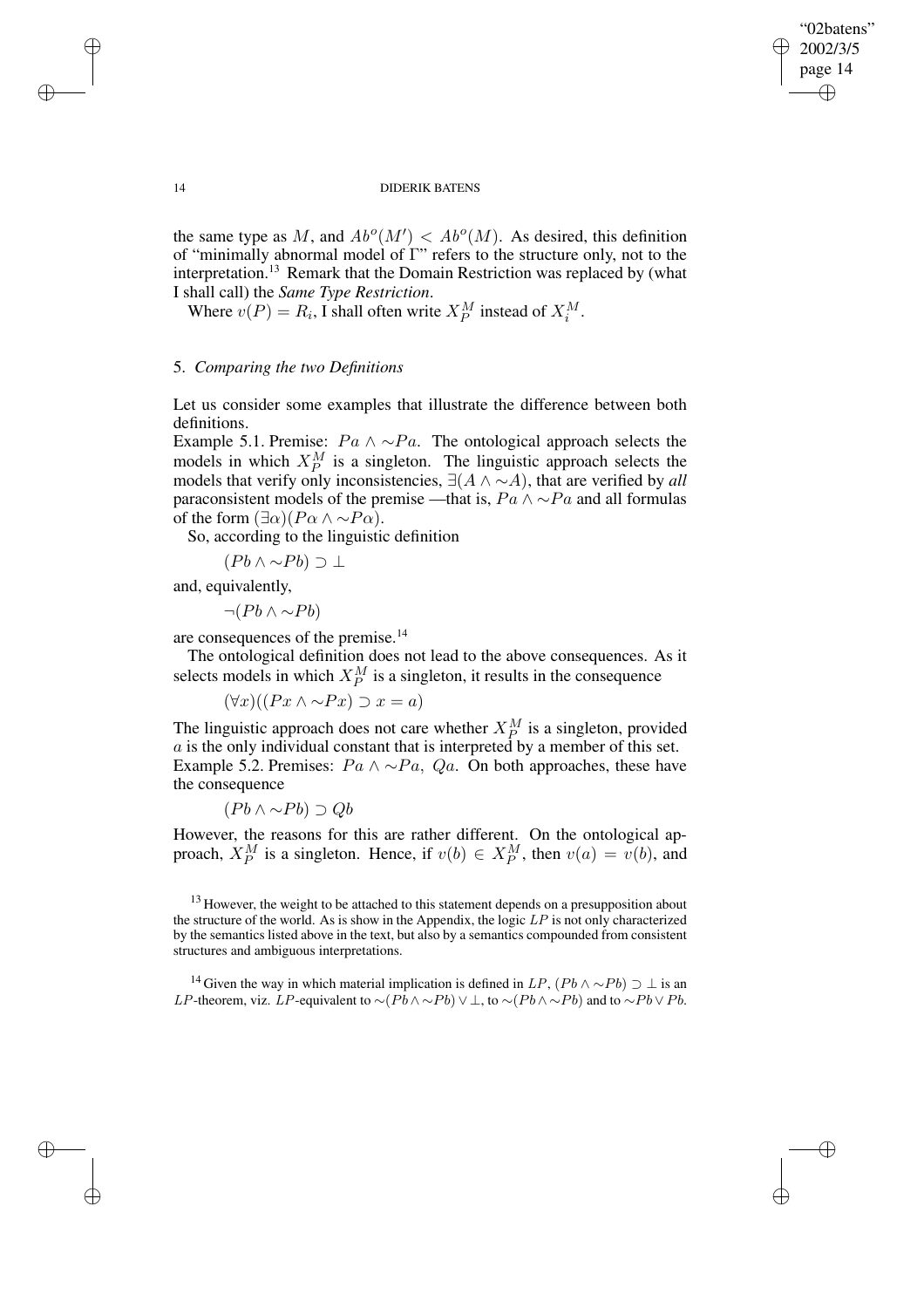the same type as $M$, and $Ab^o(M') < Ab^o(M)$. As desired, this definition of "minimally abnormal model of $\Gamma$" refers to the structure only, not to the interpretation.[13] Remark that the Domain Restriction was replaced by (what I shall call) the *Same Type Restriction*.

Where $v(P) = R_i$, I shall often write $X_P^M$ instead of $X_i^M$.

## 5. *Comparing the two Definitions*

Let us consider some examples that illustrate the difference between both definitions.

Example 5.1. Premise: $Pa \wedge \sim Pa$. The ontological approach selects the models in which $X_P^M$ is a singleton. The linguistic approach selects the models that verify only inconsistencies, $\exists(A \wedge \sim A)$, that are verified by *all* paraconsistent models of the premise —that is, $Pa \wedge \sim Pa$ and all formulas of the form $(\exists \alpha)(P\alpha \wedge \sim P\alpha)$.

So, according to the linguistic definition

$$(Pb \wedge \sim Pb) \supset \bot$$

and, equivalently,

$$\neg(Pb \wedge \sim Pb)$$

are consequences of the premise.[14]

The ontological definition does not lead to the above consequences. As it selects models in which $X_P^M$ is a singleton, it results in the consequence

$$(\forall x)((Px \wedge \sim Px) \supset x = a)$$

The linguistic approach does not care whether $X_P^M$ is a singleton, provided $a$ is the only individual constant that is interpreted by a member of this set.

Example 5.2. Premises: $Pa \wedge \sim Pa$, $Qa$. On both approaches, these have the consequence

$$(Pb \wedge \sim Pb) \supset Qb$$

However, the reasons for this are rather different. On the ontological approach, $X_P^M$ is a singleton. Hence, if $v(b) \in X_P^M$, then $v(a) = v(b)$, and

[13] However, the weight to be attached to this statement depends on a presupposition about the structure of the world. As is show in the Appendix, the logic $LP$ is not only characterized by the semantics listed above in the text, but also by a semantics compounded from consistent structures and ambiguous interpretations.

[14] Given the way in which material implication is defined in $LP$, $(Pb \wedge \sim Pb) \supset \bot$ is an $LP$-theorem, viz. $LP$-equivalent to $\sim(Pb \wedge \sim Pb) \vee \bot$, to $\sim(Pb \wedge \sim Pb)$ and to $\sim Pb \vee Pb$.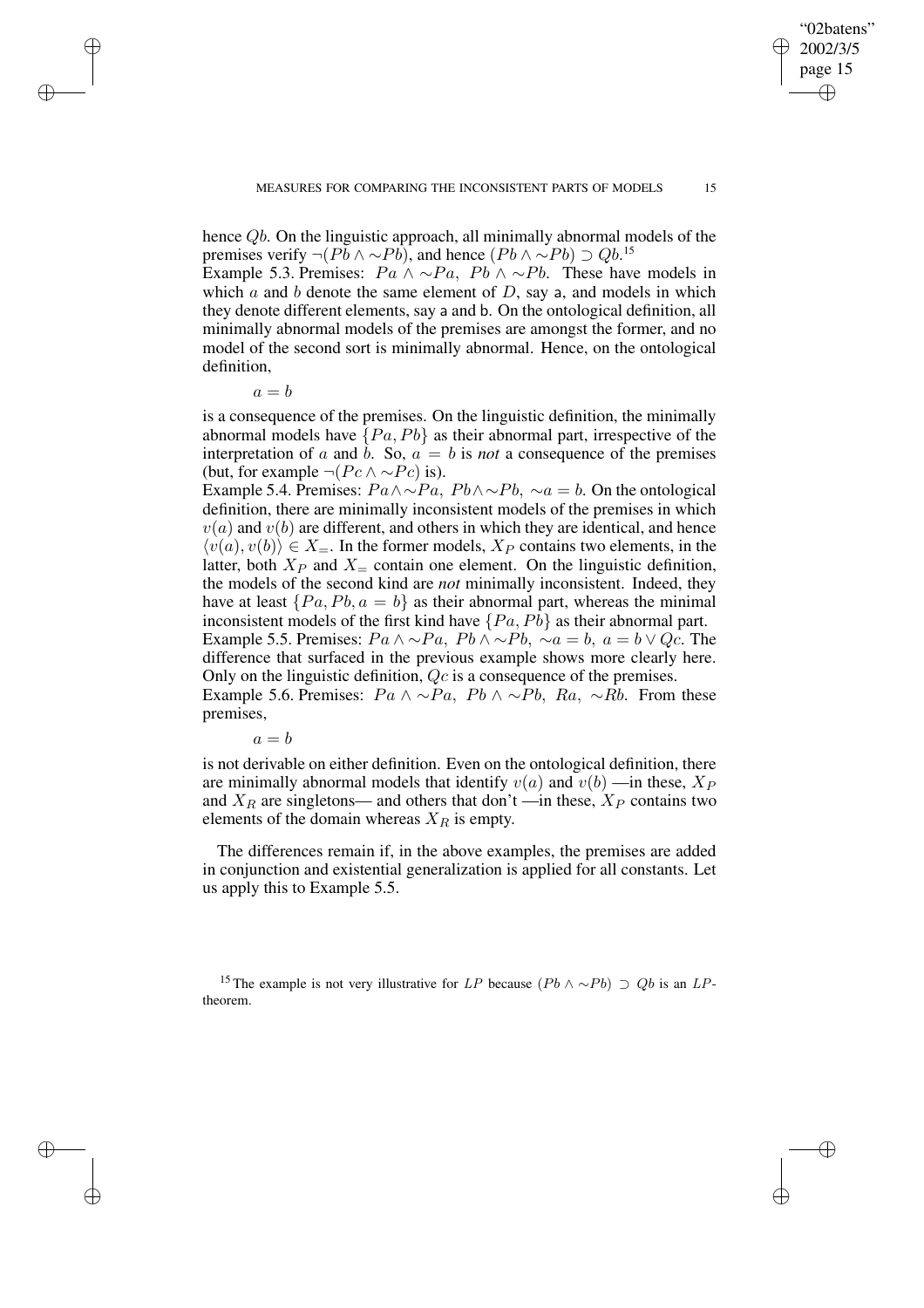hence $Qb$. On the linguistic approach, all minimally abnormal models of the premises verify $\neg(Pb \wedge {\sim}Pb)$, and hence $(Pb \wedge {\sim}Pb) \supset Qb$.[15]

Example 5.3. Premises: $Pa \wedge {\sim}Pa,\ Pb \wedge {\sim}Pb$. These have models in which $a$ and $b$ denote the same element of $D$, say $\mathsf{a}$, and models in which they denote different elements, say $\mathsf{a}$ and $\mathsf{b}$. On the ontological definition, all minimally abnormal models of the premises are amongst the former, and no model of the second sort is minimally abnormal. Hence, on the ontological definition,

$$a = b$$

is a consequence of the premises. On the linguistic definition, the minimally abnormal models have $\{Pa, Pb\}$ as their abnormal part, irrespective of the interpretation of $a$ and $b$. So, $a = b$ is *not* a consequence of the premises (but, for example $\neg(Pc \wedge {\sim}Pc)$ is).

Example 5.4. Premises: $Pa \wedge {\sim}Pa,\ Pb \wedge {\sim}Pb,\ {\sim}a = b$. On the ontological definition, there are minimally inconsistent models of the premises in which $v(a)$ and $v(b)$ are different, and others in which they are identical, and hence $\langle v(a), v(b)\rangle \in X_{=}$. In the former models, $X_P$ contains two elements, in the latter, both $X_P$ and $X_{=}$ contain one element. On the linguistic definition, the models of the second kind are *not* minimally inconsistent. Indeed, they have at least $\{Pa, Pb, a = b\}$ as their abnormal part, whereas the minimal inconsistent models of the first kind have $\{Pa, Pb\}$ as their abnormal part.

Example 5.5. Premises: $Pa \wedge {\sim}Pa,\ Pb \wedge {\sim}Pb,\ {\sim}a = b,\ a = b \vee Qc$. The difference that surfaced in the previous example shows more clearly here. Only on the linguistic definition, $Qc$ is a consequence of the premises.

Example 5.6. Premises: $Pa \wedge {\sim}Pa,\ Pb \wedge {\sim}Pb,\ Ra,\ {\sim}Rb$. From these premises,

$$a = b$$

is not derivable on either definition. Even on the ontological definition, there are minimally abnormal models that identify $v(a)$ and $v(b)$ —in these, $X_P$ and $X_R$ are singletons— and others that don't —in these, $X_P$ contains two elements of the domain whereas $X_R$ is empty.

The differences remain if, in the above examples, the premises are added in conjunction and existential generalization is applied for all constants. Let us apply this to Example 5.5.

[15] The example is not very illustrative for $LP$ because $(Pb \wedge {\sim}Pb) \supset Qb$ is an $LP$-theorem.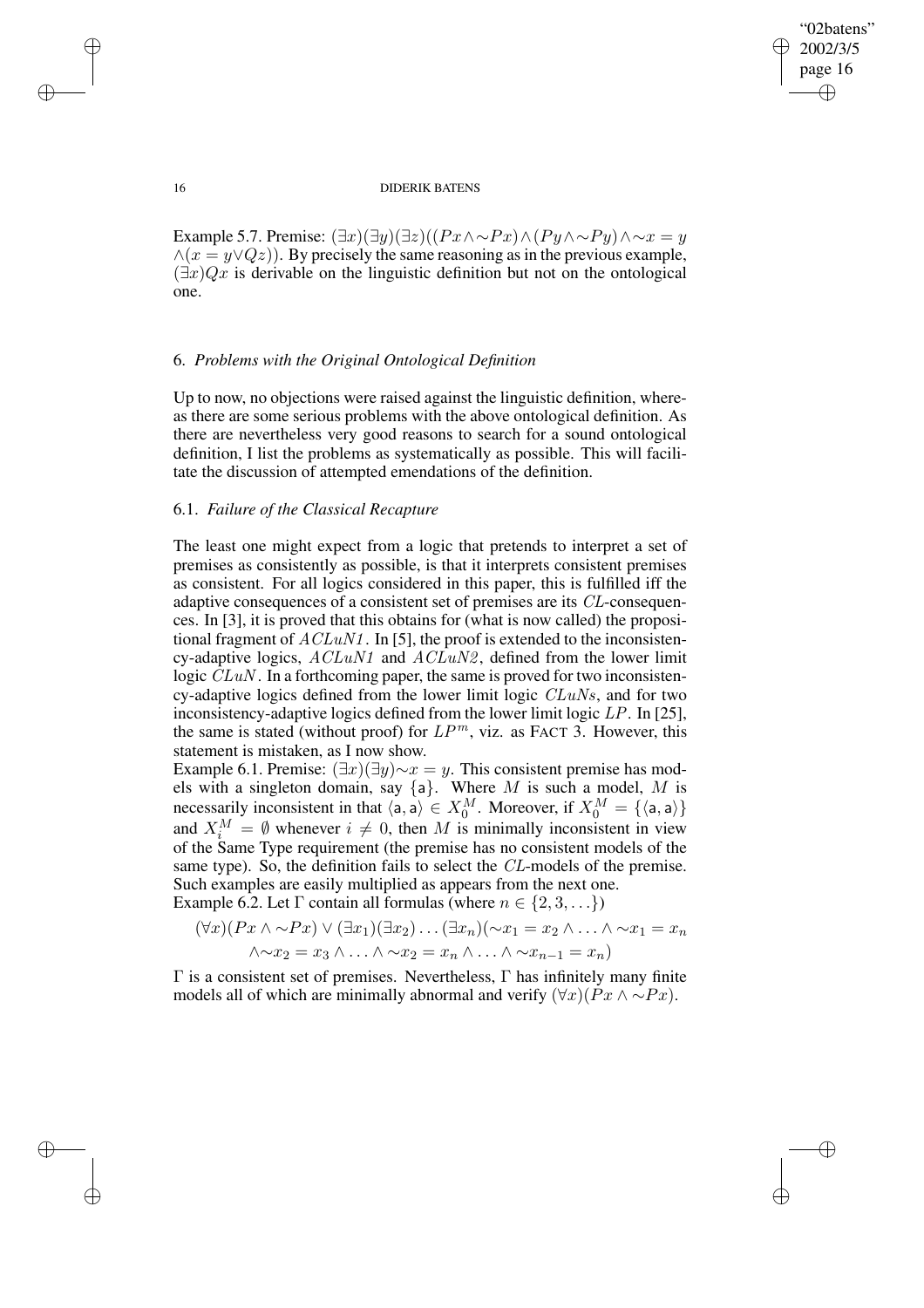Example 5.7. Premise: $(\exists x)(\exists y)(\exists z)((Px \wedge \sim Px) \wedge (Py \wedge \sim Py) \wedge \sim x = y \wedge (x = y \vee Qz))$. By precisely the same reasoning as in the previous example, $(\exists x)Qx$ is derivable on the linguistic definition but not on the ontological one.

## 6. *Problems with the Original Ontological Definition*

Up to now, no objections were raised against the linguistic definition, whereas there are some serious problems with the above ontological definition. As there are nevertheless very good reasons to search for a sound ontological definition, I list the problems as systematically as possible. This will facilitate the discussion of attempted emendations of the definition.

### 6.1. *Failure of the Classical Recapture*

The least one might expect from a logic that pretends to interpret a set of premises as consistently as possible, is that it interprets consistent premises as consistent. For all logics considered in this paper, this is fulfilled iff the adaptive consequences of a consistent set of premises are its $CL$-consequences. In [3], it is proved that this obtains for (what is now called) the propositional fragment of *ACLuN1*. In [5], the proof is extended to the inconsistency-adaptive logics, *ACLuN1* and *ACLuN2*, defined from the lower limit logic $CLuN$. In a forthcoming paper, the same is proved for two inconsistency-adaptive logics defined from the lower limit logic $CLuNs$, and for two inconsistency-adaptive logics defined from the lower limit logic $LP$. In [25], the same is stated (without proof) for $LP^m$, viz. as FACT 3. However, this statement is mistaken, as I now show.

Example 6.1. Premise: $(\exists x)(\exists y){\sim} x = y$. This consistent premise has models with a singleton domain, say $\{\mathsf{a}\}$. Where $M$ is such a model, $M$ is necessarily inconsistent in that $\langle \mathsf{a}, \mathsf{a} \rangle \in X_0^M$. Moreover, if $X_0^M = \{\langle \mathsf{a}, \mathsf{a} \rangle\}$ and $X_i^M = \emptyset$ whenever $i \neq 0$, then $M$ is minimally inconsistent in view of the Same Type requirement (the premise has no consistent models of the same type). So, the definition fails to select the $CL$-models of the premise. Such examples are easily multiplied as appears from the next one.

Example 6.2. Let $\Gamma$ contain all formulas (where $n \in \{2, 3, \ldots\}$)

$$(\forall x)(Px \wedge \sim Px) \vee (\exists x_1)(\exists x_2) \ldots (\exists x_n)(\sim x_1 = x_2 \wedge \ldots \wedge \sim x_1 = x_n \wedge \sim x_2 = x_3 \wedge \ldots \wedge \sim x_2 = x_n \wedge \ldots \wedge \sim x_{n-1} = x_n)$$

$\Gamma$ is a consistent set of premises. Nevertheless, $\Gamma$ has infinitely many finite models all of which are minimally abnormal and verify $(\forall x)(Px \wedge \sim Px)$.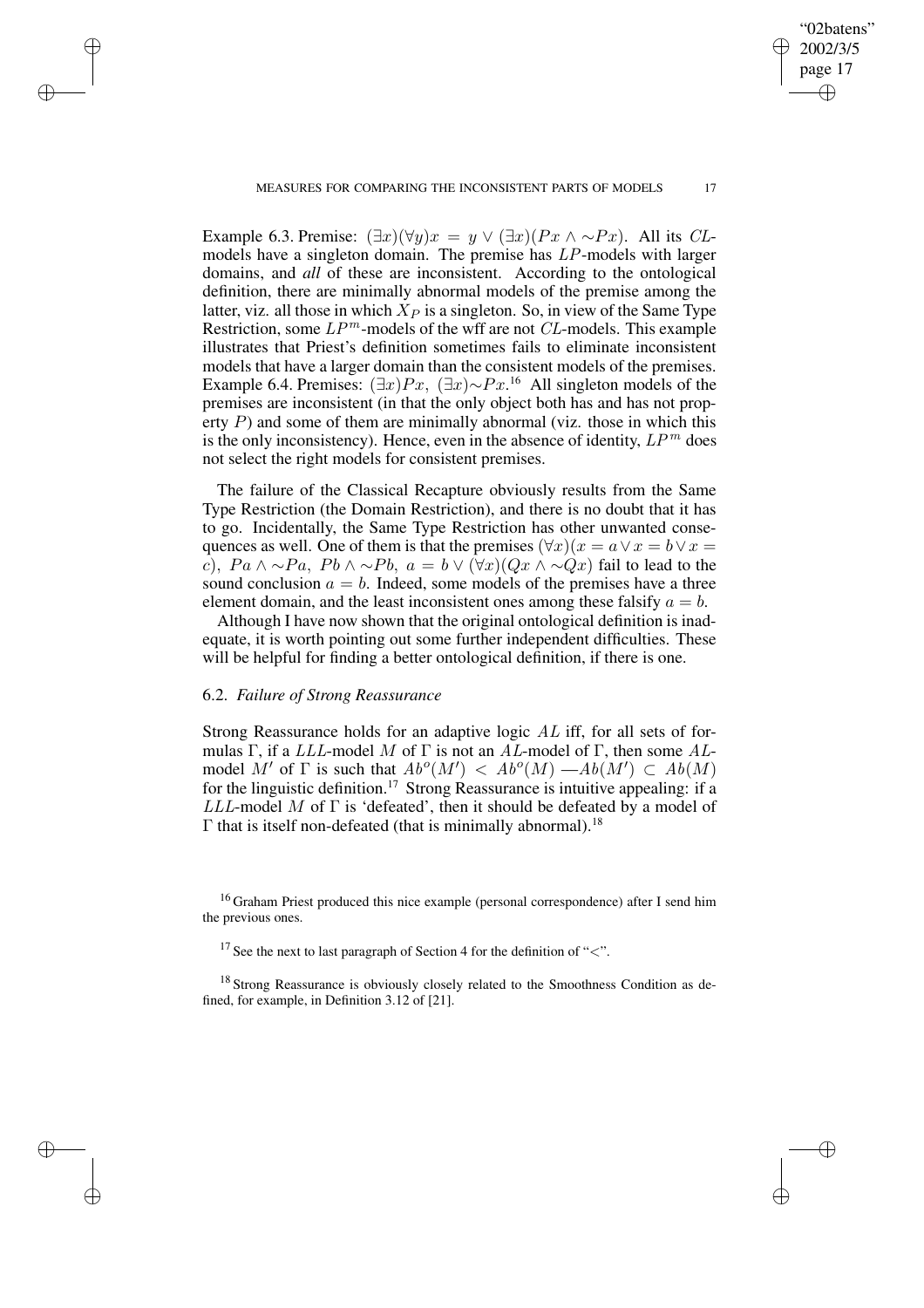Example 6.3. Premise: $(\exists x)(\forall y)x = y \vee (\exists x)(Px \wedge {\sim}Px)$. All its $CL$-models have a singleton domain. The premise has $LP$-models with larger domains, and *all* of these are inconsistent. According to the ontological definition, there are minimally abnormal models of the premise among the latter, viz. all those in which $X_P$ is a singleton. So, in view of the Same Type Restriction, some $LP^m$-models of the wff are not $CL$-models. This example illustrates that Priest's definition sometimes fails to eliminate inconsistent models that have a larger domain than the consistent models of the premises.

Example 6.4. Premises: $(\exists x)Px$, $(\exists x){\sim}Px$.[16] All singleton models of the premises are inconsistent (in that the only object both has and has not property $P$) and some of them are minimally abnormal (viz. those in which this is the only inconsistency). Hence, even in the absence of identity, $LP^m$ does not select the right models for consistent premises.

The failure of the Classical Recapture obviously results from the Same Type Restriction (the Domain Restriction), and there is no doubt that it has to go. Incidentally, the Same Type Restriction has other unwanted consequences as well. One of them is that the premises $(\forall x)(x = a \vee x = b \vee x = c)$, $Pa \wedge {\sim}Pa$, $Pb \wedge {\sim}Pb$, $a = b \vee (\forall x)(Qx \wedge {\sim}Qx)$ fail to lead to the sound conclusion $a = b$. Indeed, some models of the premises have a three element domain, and the least inconsistent ones among these falsify $a = b$.

Although I have now shown that the original ontological definition is inadequate, it is worth pointing out some further independent difficulties. These will be helpful for finding a better ontological definition, if there is one.

### 6.2. *Failure of Strong Reassurance*

Strong Reassurance holds for an adaptive logic $AL$ iff, for all sets of formulas $\Gamma$, if a $LLL$-model $M$ of $\Gamma$ is not an $AL$-model of $\Gamma$, then some $AL$-model $M'$ of $\Gamma$ is such that $Ab^o(M') < Ab^o(M)$ —$Ab(M') \subset Ab(M)$ for the linguistic definition.[17] Strong Reassurance is intuitive appealing: if a $LLL$-model $M$ of $\Gamma$ is 'defeated', then it should be defeated by a model of $\Gamma$ that is itself non-defeated (that is minimally abnormal).[18]

[16] Graham Priest produced this nice example (personal correspondence) after I send him the previous ones.

[17] See the next to last paragraph of Section 4 for the definition of "$<$".

[18] Strong Reassurance is obviously closely related to the Smoothness Condition as defined, for example, in Definition 3.12 of [21].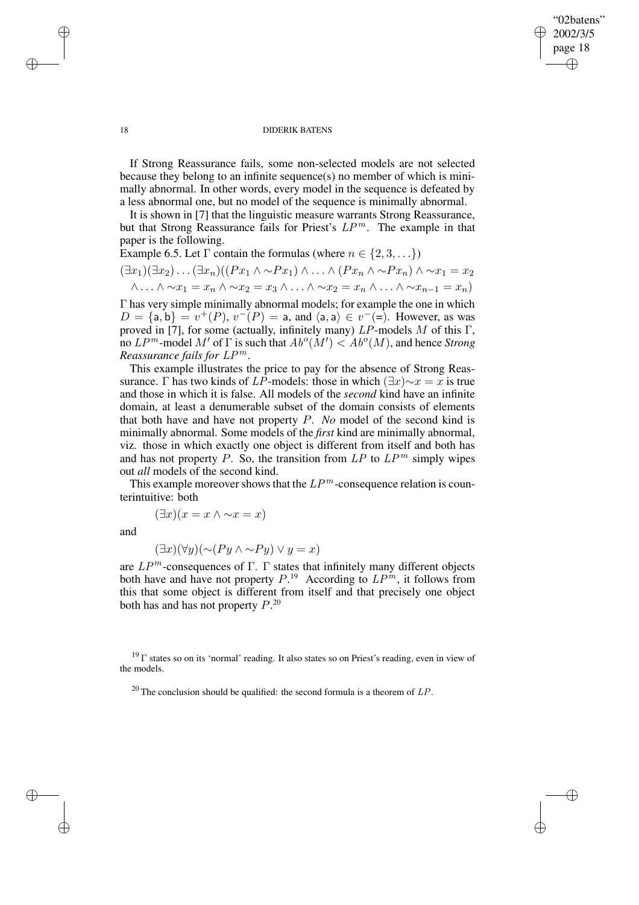If Strong Reassurance fails, some non-selected models are not selected because they belong to an infinite sequence(s) no member of which is minimally abnormal. In other words, every model in the sequence is defeated by a less abnormal one, but no model of the sequence is minimally abnormal.

It is shown in [7] that the linguistic measure warrants Strong Reassurance, but that Strong Reassurance fails for Priest's $LP^m$. The example in that paper is the following.

Example 6.5. Let $\Gamma$ contain the formulas (where $n \in \{2, 3, \ldots\}$)

$$(\exists x_1)(\exists x_2)\ldots(\exists x_n)((Px_1 \wedge {\sim}Px_1) \wedge \ldots \wedge (Px_n \wedge {\sim}Px_n) \wedge {\sim}x_1 = x_2 \wedge \ldots \wedge {\sim}x_1 = x_n \wedge {\sim}x_2 = x_3 \wedge \ldots \wedge {\sim}x_2 = x_n \wedge \ldots \wedge {\sim}x_{n-1} = x_n)$$

$\Gamma$ has very simple minimally abnormal models; for example the one in which $D = \{\mathsf{a}, \mathsf{b}\} = v^+(P)$, $v^-(P) = \mathsf{a}$, and $\langle \mathsf{a}, \mathsf{a} \rangle \in v^-(=)$. However, as was proved in [7], for some (actually, infinitely many) $LP$-models $M$ of this $\Gamma$, no $LP^m$-model $M'$ of $\Gamma$ is such that $Ab^o(M') < Ab^o(M)$, and hence *Strong Reassurance fails for* $LP^m$.

This example illustrates the price to pay for the absence of Strong Reassurance. $\Gamma$ has two kinds of $LP$-models: those in which $(\exists x){\sim}x = x$ is true and those in which it is false. All models of the *second* kind have an infinite domain, at least a denumerable subset of the domain consists of elements that both have and have not property $P$. *No* model of the second kind is minimally abnormal. Some models of the *first* kind are minimally abnormal, viz. those in which exactly one object is different from itself and both has and has not property $P$. So, the transition from $LP$ to $LP^m$ simply wipes out *all* models of the second kind.

This example moreover shows that the $LP^m$-consequence relation is counterintuitive: both

$$(\exists x)(x = x \wedge {\sim}x = x)$$

and

$$(\exists x)(\forall y)({\sim}(Py \wedge {\sim}Py) \vee y = x)$$

are $LP^m$-consequences of $\Gamma$. $\Gamma$ states that infinitely many different objects both have and have not property $P$.[19] According to $LP^m$, it follows from this that some object is different from itself and that precisely one object both has and has not property $P$.[20]

---

[19] $\Gamma$ states so on its 'normal' reading. It also states so on Priest's reading, even in view of the models.

[20] The conclusion should be qualified: the second formula is a theorem of $LP$.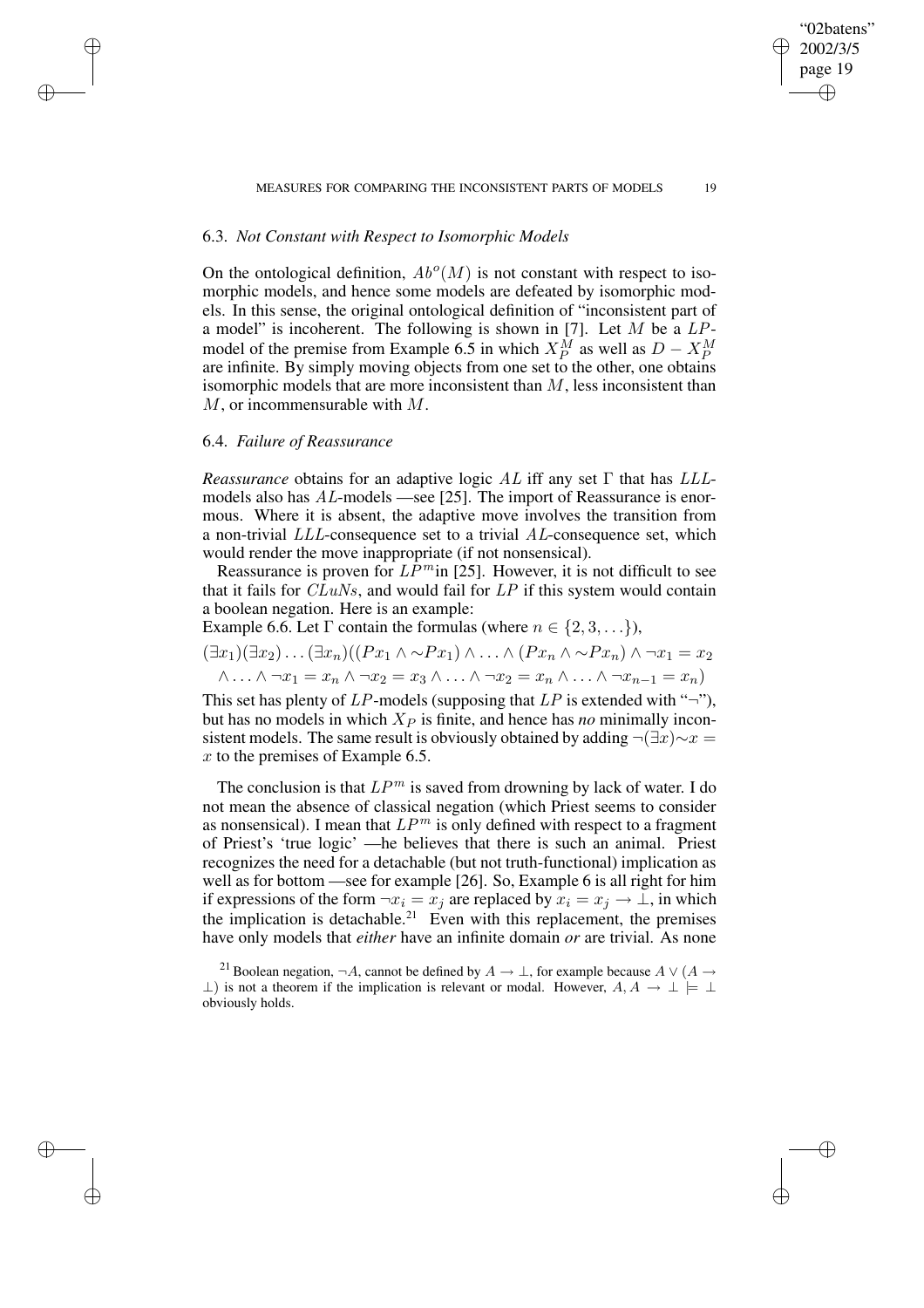### 6.3. *Not Constant with Respect to Isomorphic Models*

On the ontological definition, $Ab^o(M)$ is not constant with respect to isomorphic models, and hence some models are defeated by isomorphic models. In this sense, the original ontological definition of "inconsistent part of a model" is incoherent. The following is shown in [7]. Let $M$ be a $LP$-model of the premise from Example 6.5 in which $X_P^M$ as well as $D - X_P^M$ are infinite. By simply moving objects from one set to the other, one obtains isomorphic models that are more inconsistent than $M$, less inconsistent than $M$, or incommensurable with $M$.

### 6.4. *Failure of Reassurance*

*Reassurance* obtains for an adaptive logic $AL$ iff any set $\Gamma$ that has $LLL$-models also has $AL$-models —see [25]. The import of Reassurance is enormous. Where it is absent, the adaptive move involves the transition from a non-trivial $LLL$-consequence set to a trivial $AL$-consequence set, which would render the move inappropriate (if not nonsensical).

Reassurance is proven for $LP^m$in [25]. However, it is not difficult to see that it fails for $CLuNs$, and would fail for $LP$ if this system would contain a boolean negation. Here is an example:

Example 6.6. Let $\Gamma$ contain the formulas (where $n \in \{2, 3, \ldots\}$),

$$(\exists x_1)(\exists x_2)\ldots(\exists x_n)((Px_1 \wedge \sim Px_1) \wedge \ldots \wedge (Px_n \wedge \sim Px_n) \wedge \neg x_1 = x_2$$
$$\wedge \ldots \wedge \neg x_1 = x_n \wedge \neg x_2 = x_3 \wedge \ldots \wedge \neg x_2 = x_n \wedge \ldots \wedge \neg x_{n-1} = x_n)$$

This set has plenty of $LP$-models (supposing that $LP$ is extended with "$\neg$"), but has no models in which $X_P$ is finite, and hence has *no* minimally inconsistent models. The same result is obviously obtained by adding $\neg(\exists x)\sim x = x$ to the premises of Example 6.5.

The conclusion is that $LP^m$ is saved from drowning by lack of water. I do not mean the absence of classical negation (which Priest seems to consider as nonsensical). I mean that $LP^m$ is only defined with respect to a fragment of Priest's 'true logic' —he believes that there is such an animal. Priest recognizes the need for a detachable (but not truth-functional) implication as well as for bottom —see for example [26]. So, Example 6 is all right for him if expressions of the form $\neg x_i = x_j$ are replaced by $x_i = x_j \rightarrow \bot$, in which the implication is detachable.[21] Even with this replacement, the premises have only models that *either* have an infinite domain *or* are trivial. As none

[21] Boolean negation, $\neg A$, cannot be defined by $A \rightarrow \bot$, for example because $A \vee (A \rightarrow \bot)$ is not a theorem if the implication is relevant or modal. However, $A, A \rightarrow \bot \models \bot$ obviously holds.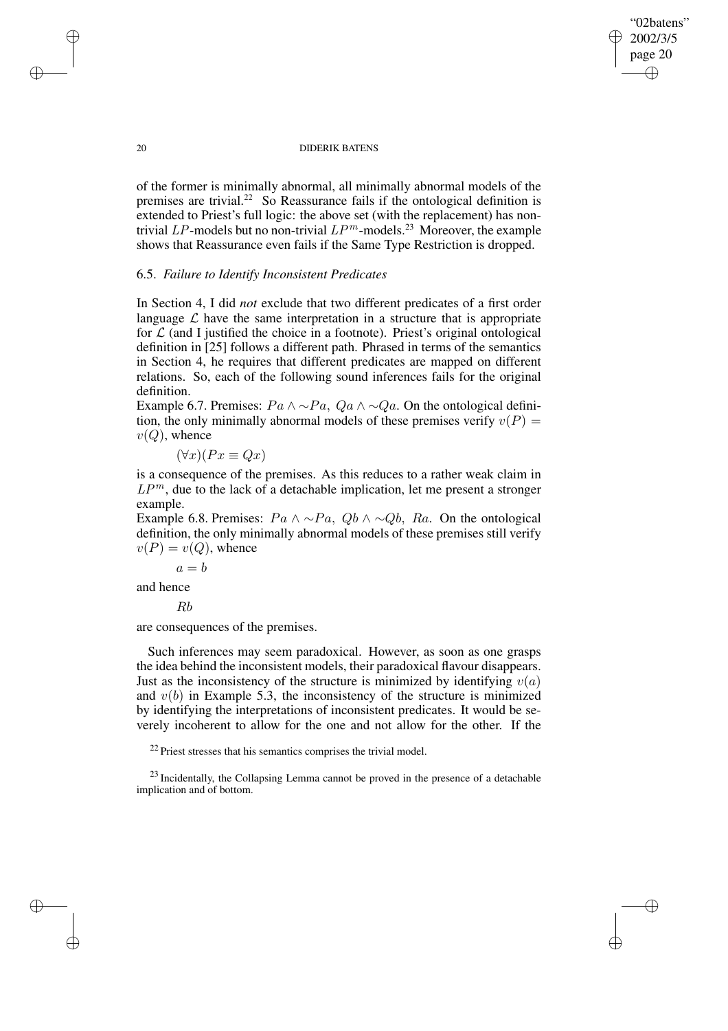of the former is minimally abnormal, all minimally abnormal models of the premises are trivial.[22] So Reassurance fails if the ontological definition is extended to Priest's full logic: the above set (with the replacement) has non-trivial $LP$-models but no non-trivial $LP^m$-models.[23] Moreover, the example shows that Reassurance even fails if the Same Type Restriction is dropped.

### 6.5. *Failure to Identify Inconsistent Predicates*

In Section 4, I did *not* exclude that two different predicates of a first order language $\mathcal{L}$ have the same interpretation in a structure that is appropriate for $\mathcal{L}$ (and I justified the choice in a footnote). Priest's original ontological definition in [25] follows a different path. Phrased in terms of the semantics in Section 4, he requires that different predicates are mapped on different relations. So, each of the following sound inferences fails for the original definition.

Example 6.7. Premises: $Pa \wedge {\sim}Pa,\ Qa \wedge {\sim}Qa$. On the ontological definition, the only minimally abnormal models of these premises verify $v(P) = v(Q)$, whence

$$(\forall x)(Px \equiv Qx)$$

is a consequence of the premises. As this reduces to a rather weak claim in $LP^m$, due to the lack of a detachable implication, let me present a stronger example.

Example 6.8. Premises: $Pa \wedge {\sim}Pa,\ Qb \wedge {\sim}Qb,\ Ra$. On the ontological definition, the only minimally abnormal models of these premises still verify $v(P) = v(Q)$, whence

$$a = b$$

and hence

$$Rb$$

are consequences of the premises.

Such inferences may seem paradoxical. However, as soon as one grasps the idea behind the inconsistent models, their paradoxical flavour disappears. Just as the inconsistency of the structure is minimized by identifying $v(a)$ and $v(b)$ in Example 5.3, the inconsistency of the structure is minimized by identifying the interpretations of inconsistent predicates. It would be severely incoherent to allow for the one and not allow for the other. If the

[22] Priest stresses that his semantics comprises the trivial model.

[23] Incidentally, the Collapsing Lemma cannot be proved in the presence of a detachable implication and of bottom.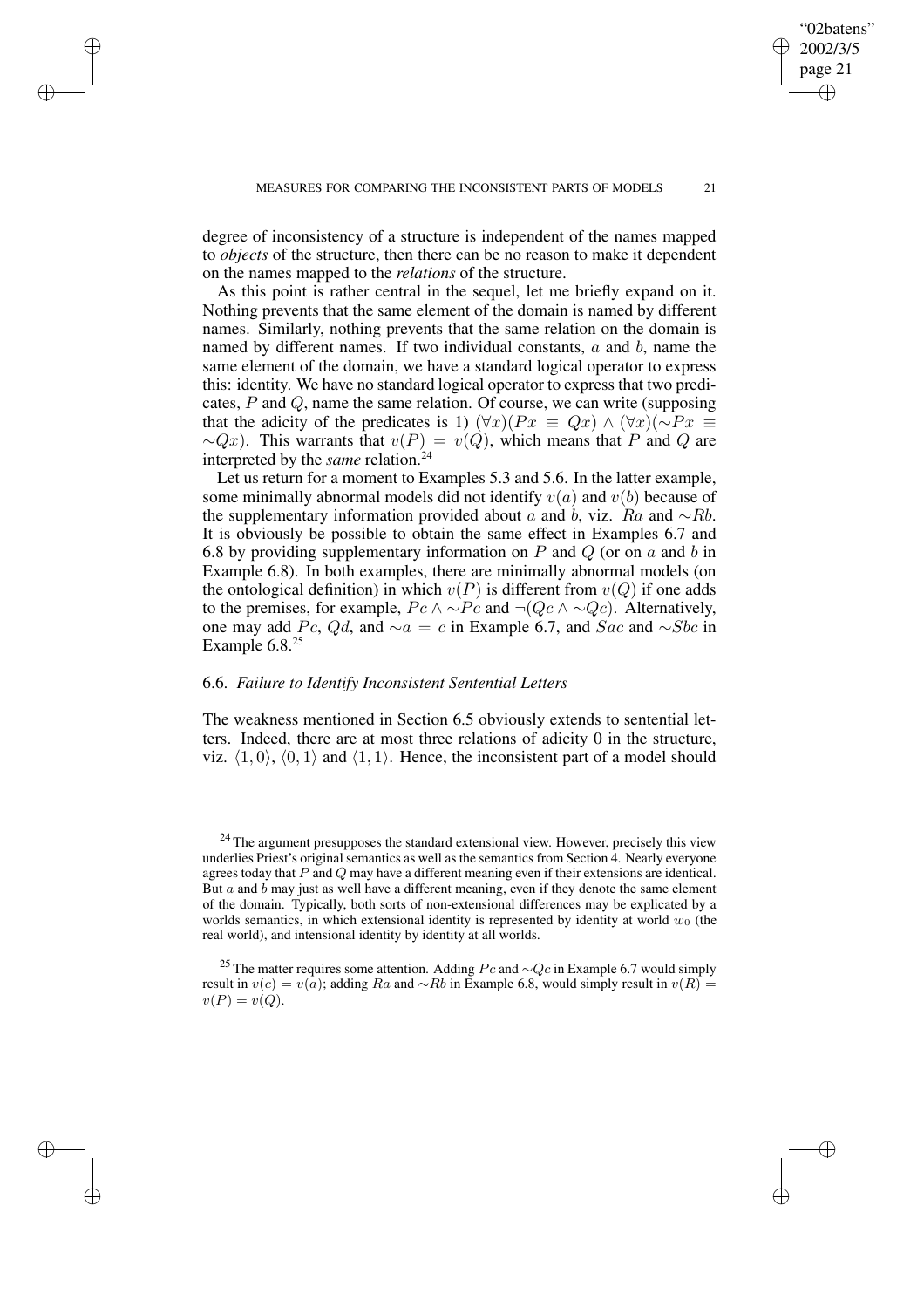degree of inconsistency of a structure is independent of the names mapped to *objects* of the structure, then there can be no reason to make it dependent on the names mapped to the *relations* of the structure.

As this point is rather central in the sequel, let me briefly expand on it. Nothing prevents that the same element of the domain is named by different names. Similarly, nothing prevents that the same relation on the domain is named by different names. If two individual constants, $a$ and $b$, name the same element of the domain, we have a standard logical operator to express this: identity. We have no standard logical operator to express that two predicates, $P$ and $Q$, name the same relation. Of course, we can write (supposing that the adicity of the predicates is 1) $(\forall x)(Px \equiv Qx) \wedge (\forall x)({\sim}Px \equiv {\sim}Qx)$. This warrants that $v(P) = v(Q)$, which means that $P$ and $Q$ are interpreted by the *same* relation.[24]

Let us return for a moment to Examples 5.3 and 5.6. In the latter example, some minimally abnormal models did not identify $v(a)$ and $v(b)$ because of the supplementary information provided about $a$ and $b$, viz. $Ra$ and ${\sim}Rb$. It is obviously be possible to obtain the same effect in Examples 6.7 and 6.8 by providing supplementary information on $P$ and $Q$ (or on $a$ and $b$ in Example 6.8). In both examples, there are minimally abnormal models (on the ontological definition) in which $v(P)$ is different from $v(Q)$ if one adds to the premises, for example, $Pc \wedge {\sim}Pc$ and $\neg(Qc \wedge {\sim}Qc)$. Alternatively, one may add $Pc$, $Qd$, and ${\sim}a = c$ in Example 6.7, and $Sac$ and ${\sim}Sbc$ in Example 6.8.[25]

### 6.6. *Failure to Identify Inconsistent Sentential Letters*

The weakness mentioned in Section 6.5 obviously extends to sentential letters. Indeed, there are at most three relations of adicity 0 in the structure, viz. $\langle 1, 0\rangle$, $\langle 0, 1\rangle$ and $\langle 1, 1\rangle$. Hence, the inconsistent part of a model should

[24] The argument presupposes the standard extensional view. However, precisely this view underlies Priest's original semantics as well as the semantics from Section 4. Nearly everyone agrees today that $P$ and $Q$ may have a different meaning even if their extensions are identical. But $a$ and $b$ may just as well have a different meaning, even if they denote the same element of the domain. Typically, both sorts of non-extensional differences may be explicated by a worlds semantics, in which extensional identity is represented by identity at world $w_0$ (the real world), and intensional identity by identity at all worlds.

[25] The matter requires some attention. Adding $Pc$ and ${\sim}Qc$ in Example 6.7 would simply result in $v(c) = v(a)$; adding $Ra$ and ${\sim}Rb$ in Example 6.8, would simply result in $v(R) = v(P) = v(Q)$.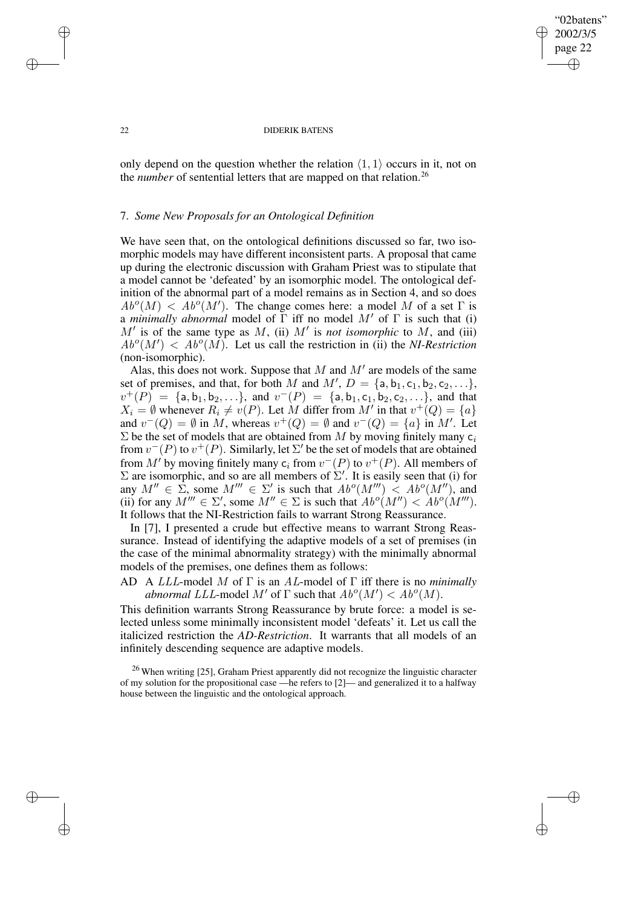only depend on the question whether the relation $\langle 1, 1\rangle$ occurs in it, not on the *number* of sentential letters that are mapped on that relation.[26]

## 7. *Some New Proposals for an Ontological Definition*

We have seen that, on the ontological definitions discussed so far, two isomorphic models may have different inconsistent parts. A proposal that came up during the electronic discussion with Graham Priest was to stipulate that a model cannot be 'defeated' by an isomorphic model. The ontological definition of the abnormal part of a model remains as in Section 4, and so does $Ab^o(M) < Ab^o(M')$. The change comes here: a model $M$ of a set $\Gamma$ is a *minimally abnormal* model of $\Gamma$ iff no model $M'$ of $\Gamma$ is such that (i) $M'$ is of the same type as $M$, (ii) $M'$ is *not isomorphic* to $M$, and (iii) $Ab^o(M') < Ab^o(M)$. Let us call the restriction in (ii) the *NI-Restriction* (non-isomorphic).

Alas, this does not work. Suppose that $M$ and $M'$ are models of the same set of premises, and that, for both $M$ and $M'$, $D = \{\mathsf{a}, \mathsf{b}_1, \mathsf{c}_1, \mathsf{b}_2, \mathsf{c}_2, \ldots\}$, $v^+(P) = \{\mathsf{a}, \mathsf{b}_1, \mathsf{b}_2, \ldots\}$, and $v^-(P) = \{\mathsf{a}, \mathsf{b}_1, \mathsf{c}_1, \mathsf{b}_2, \mathsf{c}_2, \ldots\}$, and that $X_i = \emptyset$ whenever $R_i \neq v(P)$. Let $M$ differ from $M'$ in that $v^+(Q) = \{a\}$ and $v^-(Q) = \emptyset$ in $M$, whereas $v^+(Q) = \emptyset$ and $v^-(Q) = \{a\}$ in $M'$. Let $\Sigma$ be the set of models that are obtained from $M$ by moving finitely many $\mathsf{c}_i$ from $v^-(P)$ to $v^+(P)$. Similarly, let $\Sigma'$ be the set of models that are obtained from $M'$ by moving finitely many $\mathsf{c}_i$ from $v^-(P)$ to $v^+(P)$. All members of $\Sigma$ are isomorphic, and so are all members of $\Sigma'$. It is easily seen that (i) for any $M'' \in \Sigma$, some $M''' \in \Sigma'$ is such that $Ab^o(M''') < Ab^o(M'')$, and (ii) for any $M''' \in \Sigma'$, some $M'' \in \Sigma$ is such that $Ab^o(M'') < Ab^o(M''')$. It follows that the NI-Restriction fails to warrant Strong Reassurance.

In [7], I presented a crude but effective means to warrant Strong Reassurance. Instead of identifying the adaptive models of a set of premises (in the case of the minimal abnormality strategy) with the minimally abnormal models of the premises, one defines them as follows:

AD A $LLL$-model $M$ of $\Gamma$ is an $AL$-model of $\Gamma$ iff there is no *minimally abnormal* $LLL$-model $M'$ of $\Gamma$ such that $Ab^o(M') < Ab^o(M)$.

This definition warrants Strong Reassurance by brute force: a model is selected unless some minimally inconsistent model 'defeats' it. Let us call the italicized restriction the *AD-Restriction*. It warrants that all models of an infinitely descending sequence are adaptive models.

[26] When writing [25], Graham Priest apparently did not recognize the linguistic character of my solution for the propositional case —he refers to [2]— and generalized it to a halfway house between the linguistic and the ontological approach.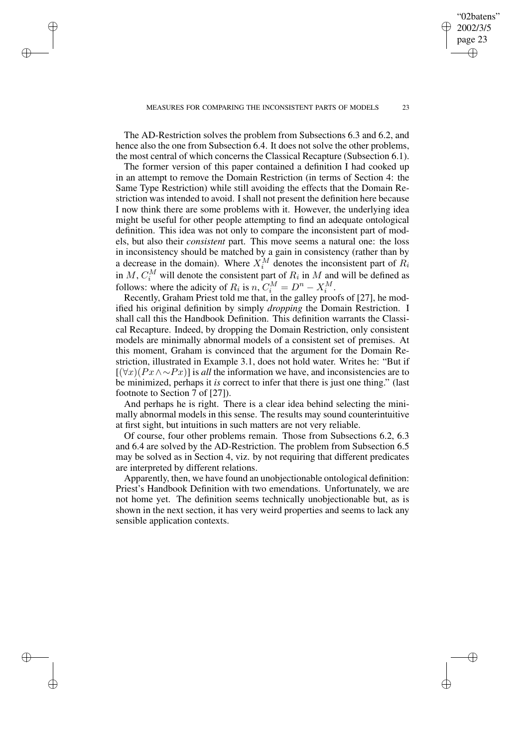The AD-Restriction solves the problem from Subsections 6.3 and 6.2, and hence also the one from Subsection 6.4. It does not solve the other problems, the most central of which concerns the Classical Recapture (Subsection 6.1).

The former version of this paper contained a definition I had cooked up in an attempt to remove the Domain Restriction (in terms of Section 4: the Same Type Restriction) while still avoiding the effects that the Domain Restriction was intended to avoid. I shall not present the definition here because I now think there are some problems with it. However, the underlying idea might be useful for other people attempting to find an adequate ontological definition. This idea was not only to compare the inconsistent part of models, but also their *consistent* part. This move seems a natural one: the loss in inconsistency should be matched by a gain in consistency (rather than by a decrease in the domain). Where $X_i^M$ denotes the inconsistent part of $R_i$ in $M$, $C_i^M$ will denote the consistent part of $R_i$ in $M$ and will be defined as follows: where the adicity of $R_i$ is $n$, $C_i^M = D^n - X_i^M$.

Recently, Graham Priest told me that, in the galley proofs of [27], he modified his original definition by simply *dropping* the Domain Restriction. I shall call this the Handbook Definition. This definition warrants the Classical Recapture. Indeed, by dropping the Domain Restriction, only consistent models are minimally abnormal models of a consistent set of premises. At this moment, Graham is convinced that the argument for the Domain Restriction, illustrated in Example 3.1, does not hold water. Writes he: "But if $[(\forall x)(Px \wedge {\sim}Px)]$ is *all* the information we have, and inconsistencies are to be minimized, perhaps it *is* correct to infer that there is just one thing." (last footnote to Section 7 of [27]).

And perhaps he is right. There is a clear idea behind selecting the minimally abnormal models in this sense. The results may sound counterintuitive at first sight, but intuitions in such matters are not very reliable.

Of course, four other problems remain. Those from Subsections 6.2, 6.3 and 6.4 are solved by the AD-Restriction. The problem from Subsection 6.5 may be solved as in Section 4, viz. by not requiring that different predicates are interpreted by different relations.

Apparently, then, we have found an unobjectionable ontological definition: Priest's Handbook Definition with two emendations. Unfortunately, we are not home yet. The definition seems technically unobjectionable but, as is shown in the next section, it has very weird properties and seems to lack any sensible application contexts.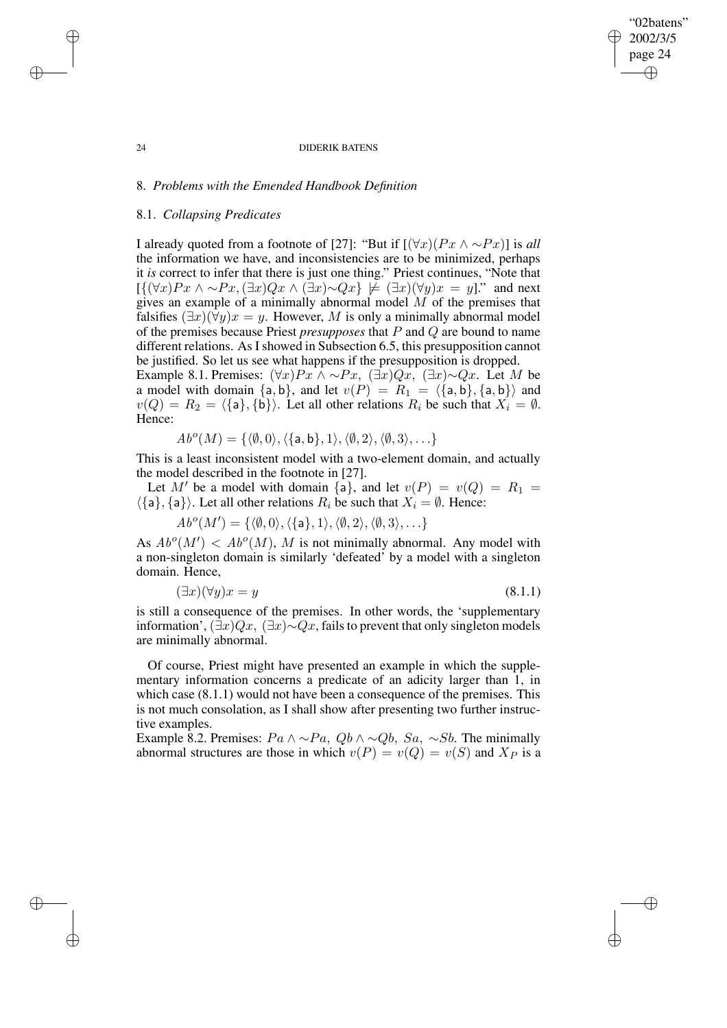## 8. *Problems with the Emended Handbook Definition*

### 8.1. *Collapsing Predicates*

I already quoted from a footnote of [27]: "But if $[(\forall x)(Px \wedge \sim Px)]$ is *all* the information we have, and inconsistencies are to be minimized, perhaps it *is* correct to infer that there is just one thing." Priest continues, "Note that $[\{(\forall x)Px \wedge \sim Px, (\exists x)Qx \wedge (\exists x)\sim Qx\} \not\models (\exists x)(\forall y)x = y]$." and next gives an example of a minimally abnormal model $M$ of the premises that falsifies $(\exists x)(\forall y)x = y$. However, $M$ is only a minimally abnormal model of the premises because Priest *presupposes* that $P$ and $Q$ are bound to name different relations. As I showed in Subsection 6.5, this presupposition cannot be justified. So let us see what happens if the presupposition is dropped.

Example 8.1. Premises: $(\forall x)Px \wedge \sim Px$, $(\exists x)Qx$, $(\exists x)\sim Qx$. Let $M$ be a model with domain $\{\mathsf{a}, \mathsf{b}\}$, and let $v(P) = R_1 = \langle\{\mathsf{a}, \mathsf{b}\}, \{\mathsf{a}, \mathsf{b}\}\rangle$ and $v(Q) = R_2 = \langle\{\mathsf{a}\}, \{\mathsf{b}\}\rangle$. Let all other relations $R_i$ be such that $X_i = \emptyset$. Hence:

$$Ab^o(M) = \{\langle\emptyset, 0\rangle, \langle\{\mathsf{a}, \mathsf{b}\}, 1\rangle, \langle\emptyset, 2\rangle, \langle\emptyset, 3\rangle, \ldots\}$$

This is a least inconsistent model with a two-element domain, and actually the model described in the footnote in [27].

Let $M'$ be a model with domain $\{\mathsf{a}\}$, and let $v(P) = v(Q) = R_1 = \langle\{\mathsf{a}\}, \{\mathsf{a}\}\rangle$. Let all other relations $R_i$ be such that $X_i = \emptyset$. Hence:

$$Ab^o(M') = \{\langle\emptyset, 0\rangle, \langle\{\mathsf{a}\}, 1\rangle, \langle\emptyset, 2\rangle, \langle\emptyset, 3\rangle, \ldots\}$$

As $Ab^o(M') < Ab^o(M)$, $M$ is not minimally abnormal. Any model with a non-singleton domain is similarly 'defeated' by a model with a singleton domain. Hence,

$$(\exists x)(\forall y)x = y \tag{8.1.1}$$

is still a consequence of the premises. In other words, the 'supplementary information', $(\exists x)Qx$, $(\exists x)\sim Qx$, fails to prevent that only singleton models are minimally abnormal.

Of course, Priest might have presented an example in which the supplementary information concerns a predicate of an adicity larger than 1, in which case (8.1.1) would not have been a consequence of the premises. This is not much consolation, as I shall show after presenting two further instructive examples.

Example 8.2. Premises: $Pa \wedge \sim Pa$, $Qb \wedge \sim Qb$, $Sa$, $\sim Sb$. The minimally abnormal structures are those in which $v(P) = v(Q) = v(S)$ and $X_P$ is a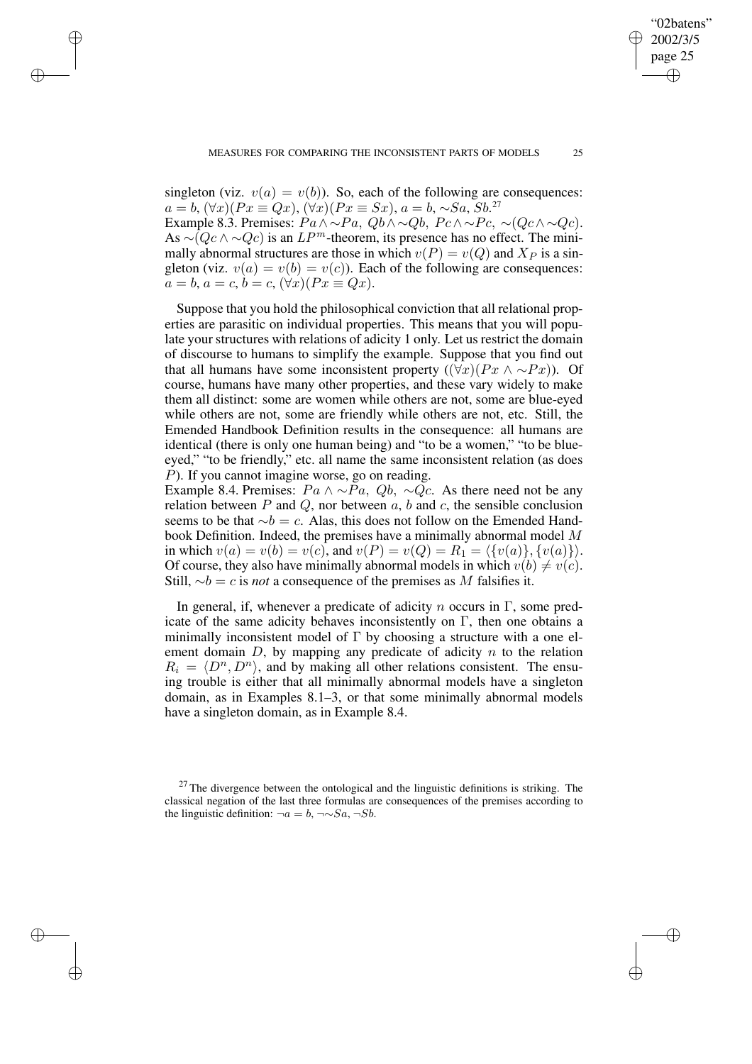singleton (viz. $v(a) = v(b)$). So, each of the following are consequences: $a = b$, $(\forall x)(Px \equiv Qx)$, $(\forall x)(Px \equiv Sx)$, $a = b$, $\sim Sa$, $Sb$.[27]

Example 8.3. Premises: $Pa \wedge \sim Pa$, $Qb \wedge \sim Qb$, $Pc \wedge \sim Pc$, $\sim(Qc \wedge \sim Qc)$. As $\sim(Qc \wedge \sim Qc)$ is an $LP^m$-theorem, its presence has no effect. The minimally abnormal structures are those in which $v(P) = v(Q)$ and $X_P$ is a singleton (viz. $v(a) = v(b) = v(c)$). Each of the following are consequences: $a = b$, $a = c$, $b = c$, $(\forall x)(Px \equiv Qx)$.

Suppose that you hold the philosophical conviction that all relational properties are parasitic on individual properties. This means that you will populate your structures with relations of adicity 1 only. Let us restrict the domain of discourse to humans to simplify the example. Suppose that you find out that all humans have some inconsistent property ($(\forall x)(Px \wedge \sim Px)$). Of course, humans have many other properties, and these vary widely to make them all distinct: some are women while others are not, some are blue-eyed while others are not, some are friendly while others are not, etc. Still, the Emended Handbook Definition results in the consequence: all humans are identical (there is only one human being) and "to be a women," "to be blue-eyed," "to be friendly," etc. all name the same inconsistent relation (as does $P$). If you cannot imagine worse, go on reading.

Example 8.4. Premises: $Pa \wedge \sim Pa$, $Qb$, $\sim Qc$. As there need not be any relation between $P$ and $Q$, nor between $a$, $b$ and $c$, the sensible conclusion seems to be that $\sim b = c$. Alas, this does not follow on the Emended Handbook Definition. Indeed, the premises have a minimally abnormal model $M$ in which $v(a) = v(b) = v(c)$, and $v(P) = v(Q) = R_1 = \langle \{v(a)\}, \{v(a)\} \rangle$. Of course, they also have minimally abnormal models in which $v(b) \neq v(c)$. Still, $\sim b = c$ is *not* a consequence of the premises as $M$ falsifies it.

In general, if, whenever a predicate of adicity $n$ occurs in $\Gamma$, some predicate of the same adicity behaves inconsistently on $\Gamma$, then one obtains a minimally inconsistent model of $\Gamma$ by choosing a structure with a one element domain $D$, by mapping any predicate of adicity $n$ to the relation $R_i = \langle D^n, D^n \rangle$, and by making all other relations consistent. The ensuing trouble is either that all minimally abnormal models have a singleton domain, as in Examples 8.1–3, or that some minimally abnormal models have a singleton domain, as in Example 8.4.

[27] The divergence between the ontological and the linguistic definitions is striking. The classical negation of the last three formulas are consequences of the premises according to the linguistic definition: $\neg a = b$, $\neg\sim Sa$, $\neg Sb$.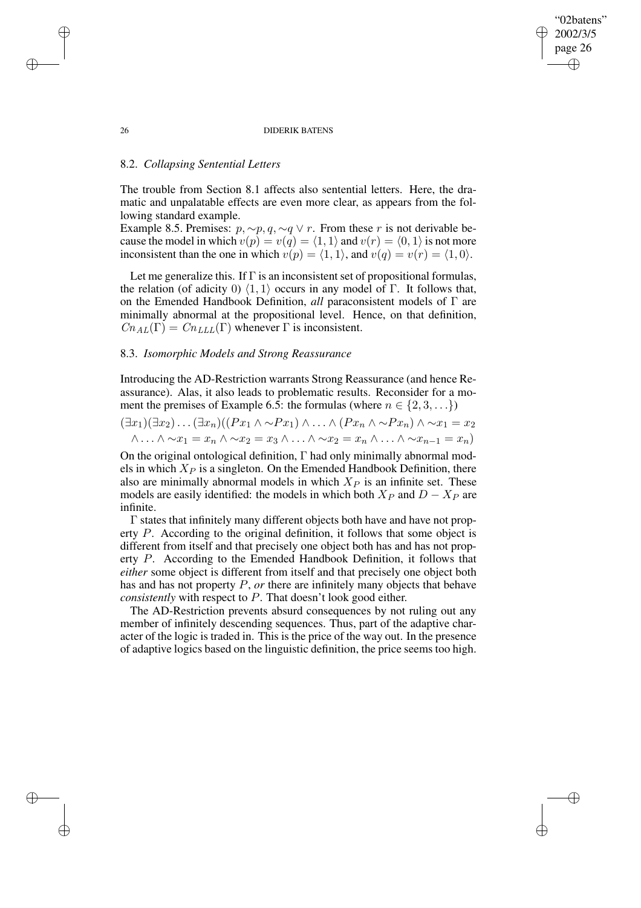## 8.2. *Collapsing Sentential Letters*

The trouble from Section 8.1 affects also sentential letters. Here, the dramatic and unpalatable effects are even more clear, as appears from the following standard example.

Example 8.5. Premises: $p, \sim p, q, \sim q \vee r$. From these $r$ is not derivable because the model in which $v(p) = v(q) = \langle 1, 1\rangle$ and $v(r) = \langle 0, 1\rangle$ is not more inconsistent than the one in which $v(p) = \langle 1, 1\rangle$, and $v(q) = v(r) = \langle 1, 0\rangle$.

Let me generalize this. If $\Gamma$ is an inconsistent set of propositional formulas, the relation (of adicity 0) $\langle 1, 1\rangle$ occurs in any model of $\Gamma$. It follows that, on the Emended Handbook Definition, *all* paraconsistent models of $\Gamma$ are minimally abnormal at the propositional level. Hence, on that definition, $Cn_{AL}(\Gamma) = Cn_{LLL}(\Gamma)$ whenever $\Gamma$ is inconsistent.

## 8.3. *Isomorphic Models and Strong Reassurance*

Introducing the AD-Restriction warrants Strong Reassurance (and hence Reassurance). Alas, it also leads to problematic results. Reconsider for a moment the premises of Example 6.5: the formulas (where $n \in \{2, 3, \ldots\}$)

$$(\exists x_1)(\exists x_2)\ldots(\exists x_n)((Px_1 \wedge \sim Px_1) \wedge \ldots \wedge (Px_n \wedge \sim Px_n) \wedge \sim x_1 = x_2$$
$$\wedge \ldots \wedge \sim x_1 = x_n \wedge \sim x_2 = x_3 \wedge \ldots \wedge \sim x_2 = x_n \wedge \ldots \wedge \sim x_{n-1} = x_n)$$

On the original ontological definition, $\Gamma$ had only minimally abnormal models in which $X_P$ is a singleton. On the Emended Handbook Definition, there also are minimally abnormal models in which $X_P$ is an infinite set. These models are easily identified: the models in which both $X_P$ and $D - X_P$ are infinite.

$\Gamma$ states that infinitely many different objects both have and have not property $P$. According to the original definition, it follows that some object is different from itself and that precisely one object both has and has not property $P$. According to the Emended Handbook Definition, it follows that *either* some object is different from itself and that precisely one object both has and has not property $P$, *or* there are infinitely many objects that behave *consistently* with respect to $P$. That doesn't look good either.

The AD-Restriction prevents absurd consequences by not ruling out any member of infinitely descending sequences. Thus, part of the adaptive character of the logic is traded in. This is the price of the way out. In the presence of adaptive logics based on the linguistic definition, the price seems too high.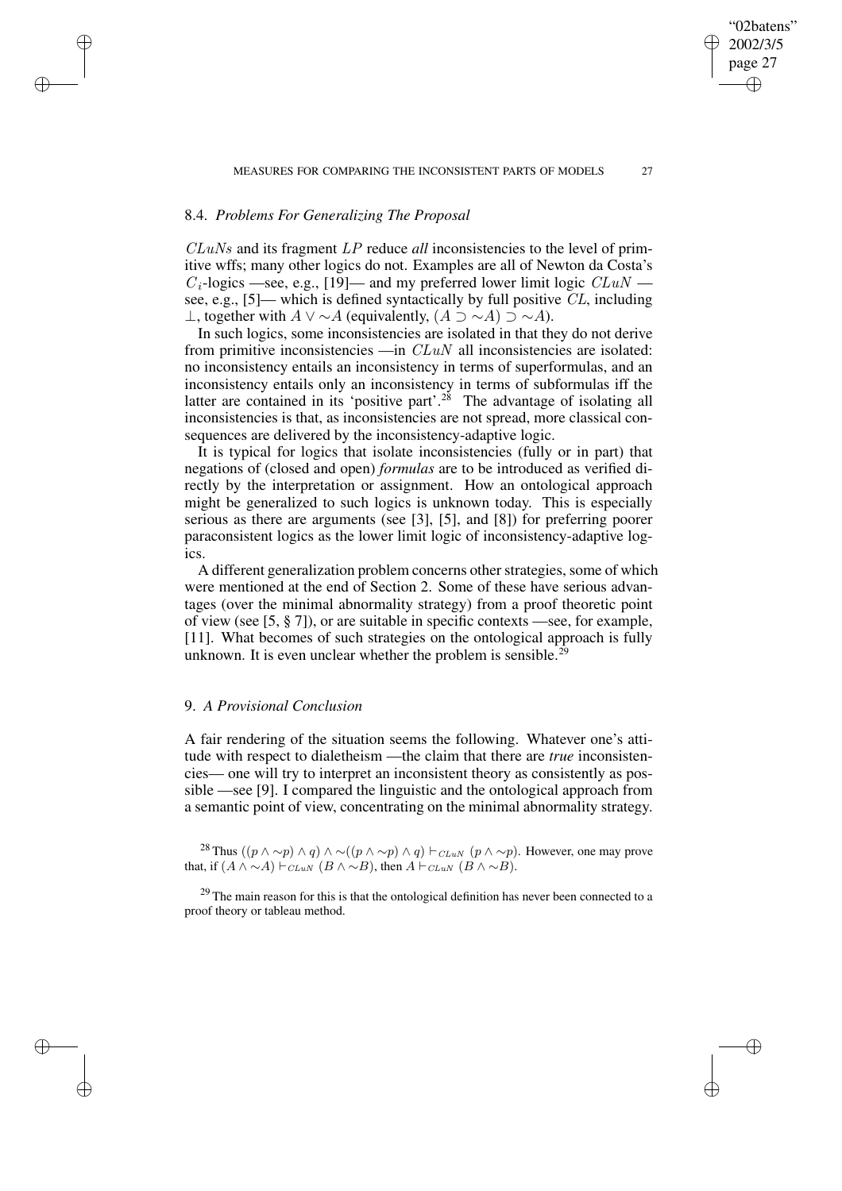### 8.4. *Problems For Generalizing The Proposal*

$CLuNs$ and its fragment $LP$ reduce *all* inconsistencies to the level of primitive wffs; many other logics do not. Examples are all of Newton da Costa's $C_i$-logics —see, e.g., [19]— and my preferred lower limit logic $CLuN$ — see, e.g., [5]— which is defined syntactically by full positive $CL$, including $\bot$, together with $A \vee {\sim}A$ (equivalently, $(A \supset {\sim}A) \supset {\sim}A$).

In such logics, some inconsistencies are isolated in that they do not derive from primitive inconsistencies —in $CLuN$ all inconsistencies are isolated: no inconsistency entails an inconsistency in terms of superformulas, and an inconsistency entails only an inconsistency in terms of subformulas iff the latter are contained in its 'positive part'.[28] The advantage of isolating all inconsistencies is that, as inconsistencies are not spread, more classical consequences are delivered by the inconsistency-adaptive logic.

It is typical for logics that isolate inconsistencies (fully or in part) that negations of (closed and open) *formulas* are to be introduced as verified directly by the interpretation or assignment. How an ontological approach might be generalized to such logics is unknown today. This is especially serious as there are arguments (see [3], [5], and [8]) for preferring poorer paraconsistent logics as the lower limit logic of inconsistency-adaptive logics.

A different generalization problem concerns other strategies, some of which were mentioned at the end of Section 2. Some of these have serious advantages (over the minimal abnormality strategy) from a proof theoretic point of view (see [5, § 7]), or are suitable in specific contexts —see, for example, [11]. What becomes of such strategies on the ontological approach is fully unknown. It is even unclear whether the problem is sensible.[29]

## 9. *A Provisional Conclusion*

A fair rendering of the situation seems the following. Whatever one's attitude with respect to dialetheism —the claim that there are *true* inconsistencies— one will try to interpret an inconsistent theory as consistently as possible —see [9]. I compared the linguistic and the ontological approach from a semantic point of view, concentrating on the minimal abnormality strategy.

[28] Thus $((p \wedge {\sim}p) \wedge q) \wedge {\sim}((p \wedge {\sim}p) \wedge q) \vdash_{CLuN} (p \wedge {\sim}p)$. However, one may prove that, if $(A \wedge {\sim}A) \vdash_{CLuN} (B \wedge {\sim}B)$, then $A \vdash_{CLuN} (B \wedge {\sim}B)$.

[29] The main reason for this is that the ontological definition has never been connected to a proof theory or tableau method.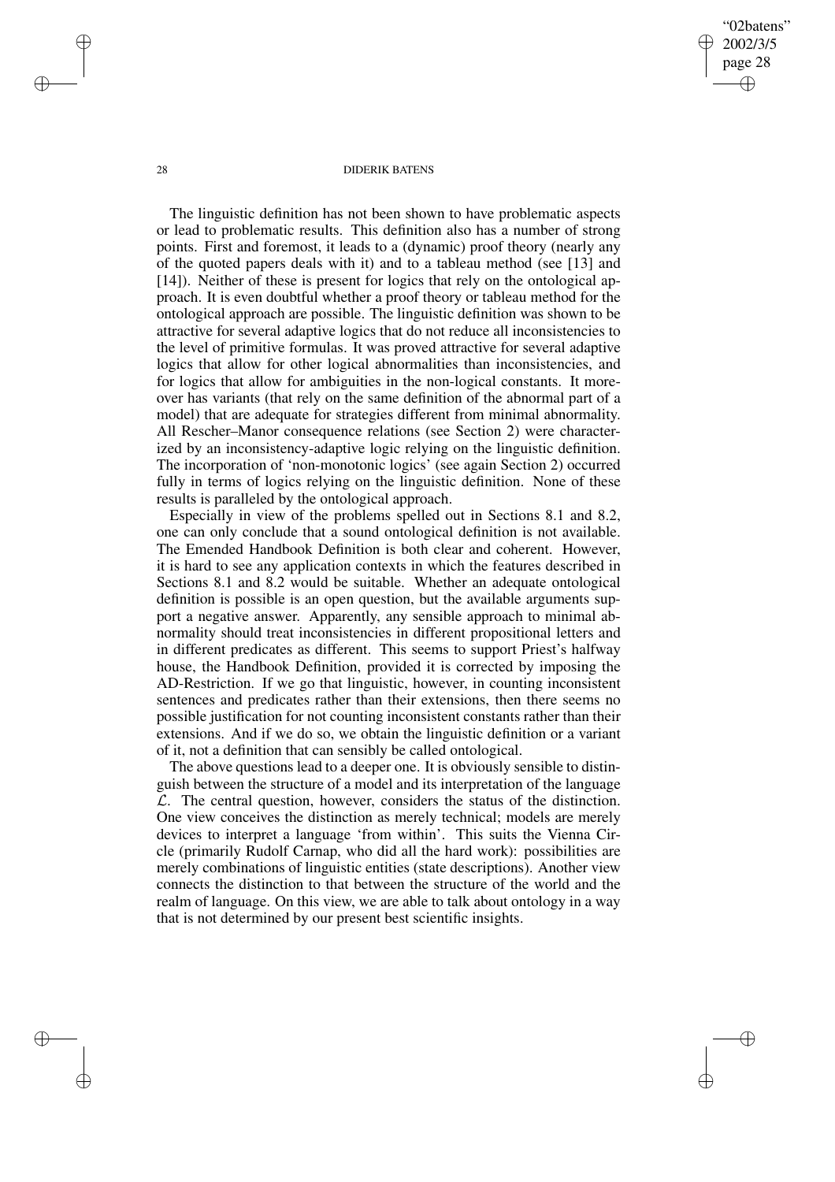The linguistic definition has not been shown to have problematic aspects or lead to problematic results. This definition also has a number of strong points. First and foremost, it leads to a (dynamic) proof theory (nearly any of the quoted papers deals with it) and to a tableau method (see [13] and [14]). Neither of these is present for logics that rely on the ontological approach. It is even doubtful whether a proof theory or tableau method for the ontological approach are possible. The linguistic definition was shown to be attractive for several adaptive logics that do not reduce all inconsistencies to the level of primitive formulas. It was proved attractive for several adaptive logics that allow for other logical abnormalities than inconsistencies, and for logics that allow for ambiguities in the non-logical constants. It moreover has variants (that rely on the same definition of the abnormal part of a model) that are adequate for strategies different from minimal abnormality. All Rescher–Manor consequence relations (see Section 2) were characterized by an inconsistency-adaptive logic relying on the linguistic definition. The incorporation of 'non-monotonic logics' (see again Section 2) occurred fully in terms of logics relying on the linguistic definition. None of these results is paralleled by the ontological approach.

Especially in view of the problems spelled out in Sections 8.1 and 8.2, one can only conclude that a sound ontological definition is not available. The Emended Handbook Definition is both clear and coherent. However, it is hard to see any application contexts in which the features described in Sections 8.1 and 8.2 would be suitable. Whether an adequate ontological definition is possible is an open question, but the available arguments support a negative answer. Apparently, any sensible approach to minimal abnormality should treat inconsistencies in different propositional letters and in different predicates as different. This seems to support Priest's halfway house, the Handbook Definition, provided it is corrected by imposing the AD-Restriction. If we go that linguistic, however, in counting inconsistent sentences and predicates rather than their extensions, then there seems no possible justification for not counting inconsistent constants rather than their extensions. And if we do so, we obtain the linguistic definition or a variant of it, not a definition that can sensibly be called ontological.

The above questions lead to a deeper one. It is obviously sensible to distinguish between the structure of a model and its interpretation of the language $\mathcal{L}$. The central question, however, considers the status of the distinction. One view conceives the distinction as merely technical; models are merely devices to interpret a language 'from within'. This suits the Vienna Circle (primarily Rudolf Carnap, who did all the hard work): possibilities are merely combinations of linguistic entities (state descriptions). Another view connects the distinction to that between the structure of the world and the realm of language. On this view, we are able to talk about ontology in a way that is not determined by our present best scientific insights.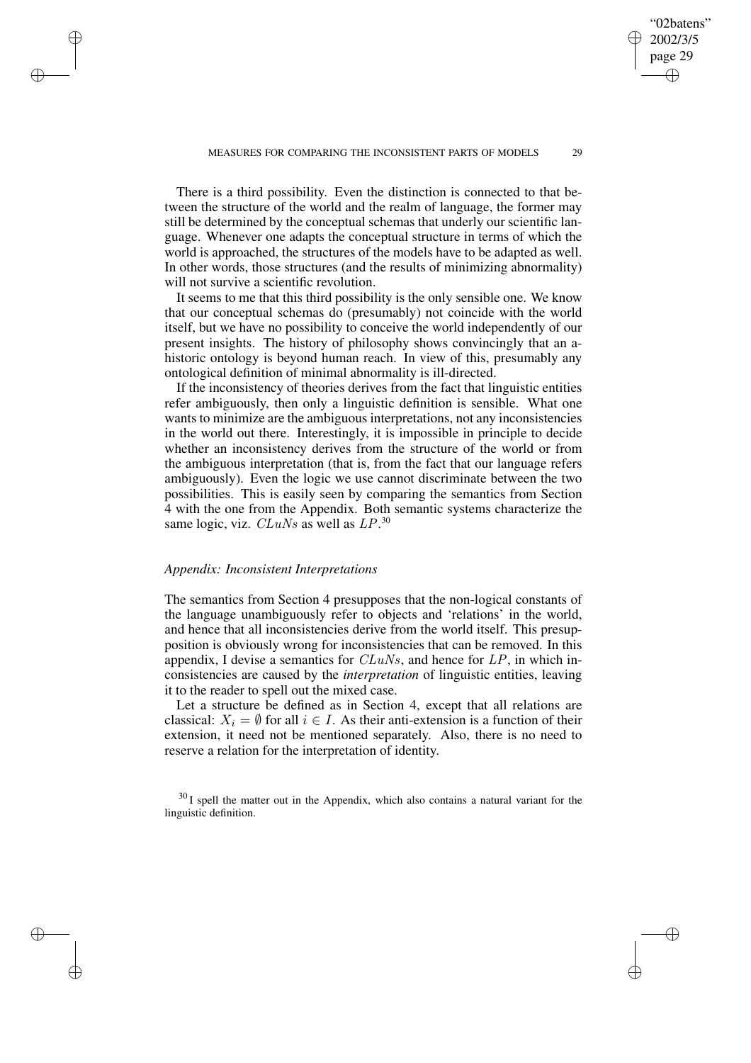There is a third possibility. Even the distinction is connected to that between the structure of the world and the realm of language, the former may still be determined by the conceptual schemas that underly our scientific language. Whenever one adapts the conceptual structure in terms of which the world is approached, the structures of the models have to be adapted as well. In other words, those structures (and the results of minimizing abnormality) will not survive a scientific revolution.

It seems to me that this third possibility is the only sensible one. We know that our conceptual schemas do (presumably) not coincide with the world itself, but we have no possibility to conceive the world independently of our present insights. The history of philosophy shows convincingly that an a-historic ontology is beyond human reach. In view of this, presumably any ontological definition of minimal abnormality is ill-directed.

If the inconsistency of theories derives from the fact that linguistic entities refer ambiguously, then only a linguistic definition is sensible. What one wants to minimize are the ambiguous interpretations, not any inconsistencies in the world out there. Interestingly, it is impossible in principle to decide whether an inconsistency derives from the structure of the world or from the ambiguous interpretation (that is, from the fact that our language refers ambiguously). Even the logic we use cannot discriminate between the two possibilities. This is easily seen by comparing the semantics from Section 4 with the one from the Appendix. Both semantic systems characterize the same logic, viz. $CLuNs$ as well as $LP$.[30]

### *Appendix: Inconsistent Interpretations*

The semantics from Section 4 presupposes that the non-logical constants of the language unambiguously refer to objects and 'relations' in the world, and hence that all inconsistencies derive from the world itself. This presupposition is obviously wrong for inconsistencies that can be removed. In this appendix, I devise a semantics for $CLuNs$, and hence for $LP$, in which inconsistencies are caused by the *interpretation* of linguistic entities, leaving it to the reader to spell out the mixed case.

Let a structure be defined as in Section 4, except that all relations are classical: $X_i = \emptyset$ for all $i \in I$. As their anti-extension is a function of their extension, it need not be mentioned separately. Also, there is no need to reserve a relation for the interpretation of identity.

[30] I spell the matter out in the Appendix, which also contains a natural variant for the linguistic definition.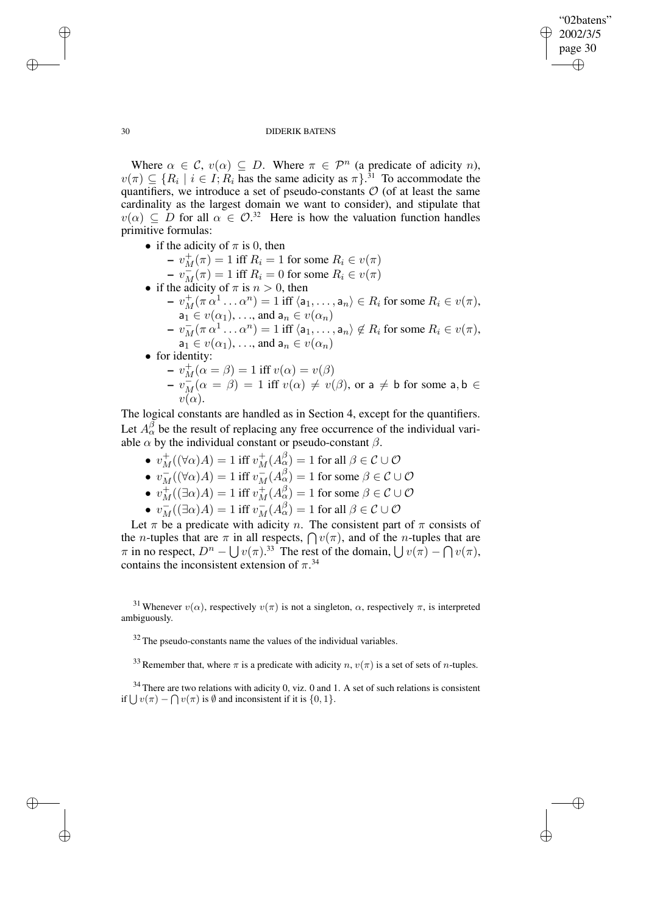Where $\alpha \in \mathcal{C}$, $v(\alpha) \subseteq D$. Where $\pi \in \mathcal{P}^n$ (a predicate of adicity $n$), $v(\pi) \subseteq \{R_i \mid i \in I; R_i \text{ has the same adicity as } \pi\}$.[31] To accommodate the quantifiers, we introduce a set of pseudo-constants $\mathcal{O}$ (of at least the same cardinality as the largest domain we want to consider), and stipulate that $v(\alpha) \subseteq D$ for all $\alpha \in \mathcal{O}$.[32] Here is how the valuation function handles primitive formulas:

- if the adicity of $\pi$ is 0, then
  - $v^+_M(\pi) = 1$ iff $R_i = 1$ for some $R_i \in v(\pi)$
  - $v^-_M(\pi) = 1$ iff $R_i = 0$ for some $R_i \in v(\pi)$
- if the adicity of $\pi$ is $n > 0$, then
  - $v^+_M(\pi\, \alpha^1 \ldots \alpha^n) = 1$ iff $\langle \mathsf{a}_1, \ldots, \mathsf{a}_n \rangle \in R_i$ for some $R_i \in v(\pi)$, $\mathsf{a}_1 \in v(\alpha_1)$, ..., and $\mathsf{a}_n \in v(\alpha_n)$
  - $v^-_M(\pi\, \alpha^1 \ldots \alpha^n) = 1$ iff $\langle \mathsf{a}_1, \ldots, \mathsf{a}_n \rangle \notin R_i$ for some $R_i \in v(\pi)$, $\mathsf{a}_1 \in v(\alpha_1)$, ..., and $\mathsf{a}_n \in v(\alpha_n)$
- for identity:
  - $v^+_M(\alpha = \beta) = 1$ iff $v(\alpha) = v(\beta)$
  - $v^-_M(\alpha = \beta) = 1$ iff $v(\alpha) \neq v(\beta)$, or $\mathsf{a} \neq \mathsf{b}$ for some $\mathsf{a}, \mathsf{b} \in v(\alpha)$.

The logical constants are handled as in Section 4, except for the quantifiers. Let $A^\beta_\alpha$ be the result of replacing any free occurrence of the individual variable $\alpha$ by the individual constant or pseudo-constant $\beta$.

- $v^+_M((\forall\alpha)A) = 1$ iff $v^+_M(A^\beta_\alpha) = 1$ for all $\beta \in \mathcal{C} \cup \mathcal{O}$
- $v^-_M((\forall\alpha)A) = 1$ iff $v^-_M(A^\beta_\alpha) = 1$ for some $\beta \in \mathcal{C} \cup \mathcal{O}$
- $v^+_M((\exists\alpha)A) = 1$ iff $v^+_M(A^\beta_\alpha) = 1$ for some $\beta \in \mathcal{C} \cup \mathcal{O}$
- $v^-_M((\exists\alpha)A) = 1$ iff $v^-_M(A^\beta_\alpha) = 1$ for all $\beta \in \mathcal{C} \cup \mathcal{O}$

Let $\pi$ be a predicate with adicity $n$. The consistent part of $\pi$ consists of the $n$-tuples that are $\pi$ in all respects, $\bigcap v(\pi)$, and of the $n$-tuples that are $\pi$ in no respect, $D^n - \bigcup v(\pi)$.[33] The rest of the domain, $\bigcup v(\pi) - \bigcap v(\pi)$, contains the inconsistent extension of $\pi$.[34]

---

[31] Whenever $v(\alpha)$, respectively $v(\pi)$ is not a singleton, $\alpha$, respectively $\pi$, is interpreted ambiguously.

[32] The pseudo-constants name the values of the individual variables.

[33] Remember that, where $\pi$ is a predicate with adicity $n$, $v(\pi)$ is a set of sets of $n$-tuples.

[34] There are two relations with adicity 0, viz. 0 and 1. A set of such relations is consistent if $\bigcup v(\pi) - \bigcap v(\pi)$ is $\emptyset$ and inconsistent if it is $\{0, 1\}$.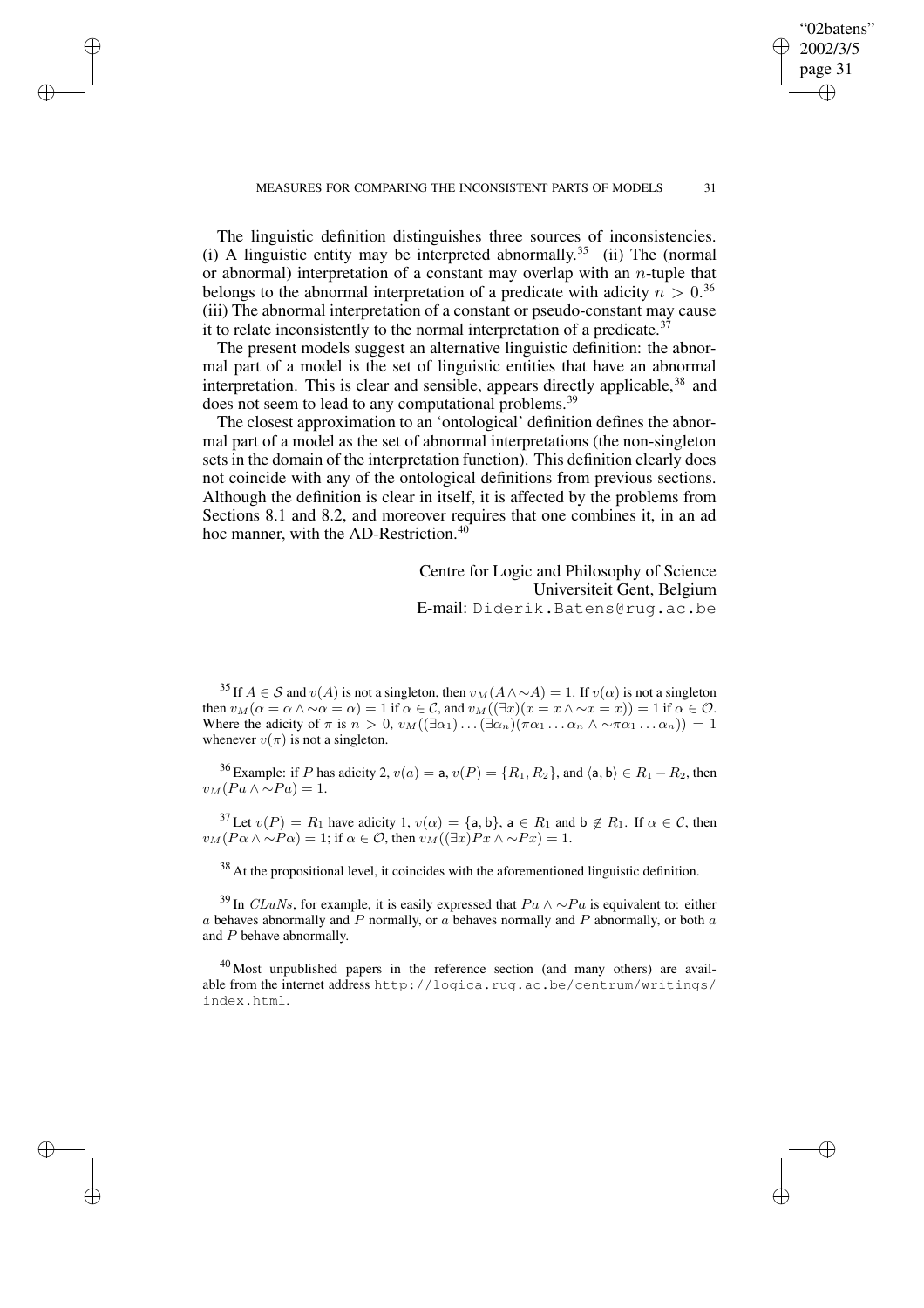The linguistic definition distinguishes three sources of inconsistencies. (i) A linguistic entity may be interpreted abnormally.[35] (ii) The (normal or abnormal) interpretation of a constant may overlap with an $n$-tuple that belongs to the abnormal interpretation of a predicate with adicity $n > 0$.[36] (iii) The abnormal interpretation of a constant or pseudo-constant may cause it to relate inconsistently to the normal interpretation of a predicate.[37]

The present models suggest an alternative linguistic definition: the abnormal part of a model is the set of linguistic entities that have an abnormal interpretation. This is clear and sensible, appears directly applicable,[38] and does not seem to lead to any computational problems.[39]

The closest approximation to an 'ontological' definition defines the abnormal part of a model as the set of abnormal interpretations (the non-singleton sets in the domain of the interpretation function). This definition clearly does not coincide with any of the ontological definitions from previous sections. Although the definition is clear in itself, it is affected by the problems from Sections 8.1 and 8.2, and moreover requires that one combines it, in an ad hoc manner, with the AD-Restriction.[40]

Centre for Logic and Philosophy of Science
Universiteit Gent, Belgium
E-mail: Diderik.Batens@rug.ac.be

[35] If $A \in \mathcal{S}$ and $v(A)$ is not a singleton, then $v_M(A \wedge {\sim}A) = 1$. If $v(\alpha)$ is not a singleton then $v_M(\alpha = \alpha \wedge {\sim}\alpha = \alpha) = 1$ if $\alpha \in \mathcal{C}$, and $v_M((\exists x)(x = x \wedge {\sim}x = x)) = 1$ if $\alpha \in \mathcal{O}$. Where the adicity of $\pi$ is $n > 0$, $v_M((\exists \alpha_1) \ldots (\exists \alpha_n)(\pi\alpha_1 \ldots \alpha_n \wedge {\sim}\pi\alpha_1 \ldots \alpha_n)) = 1$ whenever $v(\pi)$ is not a singleton.

[36] Example: if $P$ has adicity 2, $v(a) = \mathsf{a}$, $v(P) = \{R_1, R_2\}$, and $\langle \mathsf{a}, \mathsf{b} \rangle \in R_1 - R_2$, then $v_M(Pa \wedge {\sim}Pa) = 1$.

[37] Let $v(P) = R_1$ have adicity 1, $v(\alpha) = \{\mathsf{a}, \mathsf{b}\}$, $\mathsf{a} \in R_1$ and $\mathsf{b} \notin R_1$. If $\alpha \in \mathcal{C}$, then $v_M(P\alpha \wedge {\sim}P\alpha) = 1$; if $\alpha \in \mathcal{O}$, then $v_M((\exists x)Px \wedge {\sim}Px) = 1$.

[38] At the propositional level, it coincides with the aforementioned linguistic definition.

[39] In $CLuNs$, for example, it is easily expressed that $Pa \wedge {\sim}Pa$ is equivalent to: either $a$ behaves abnormally and $P$ normally, or $a$ behaves normally and $P$ abnormally, or both $a$ and $P$ behave abnormally.

[40] Most unpublished papers in the reference section (and many others) are available from the internet address http://logica.rug.ac.be/centrum/writings/index.html.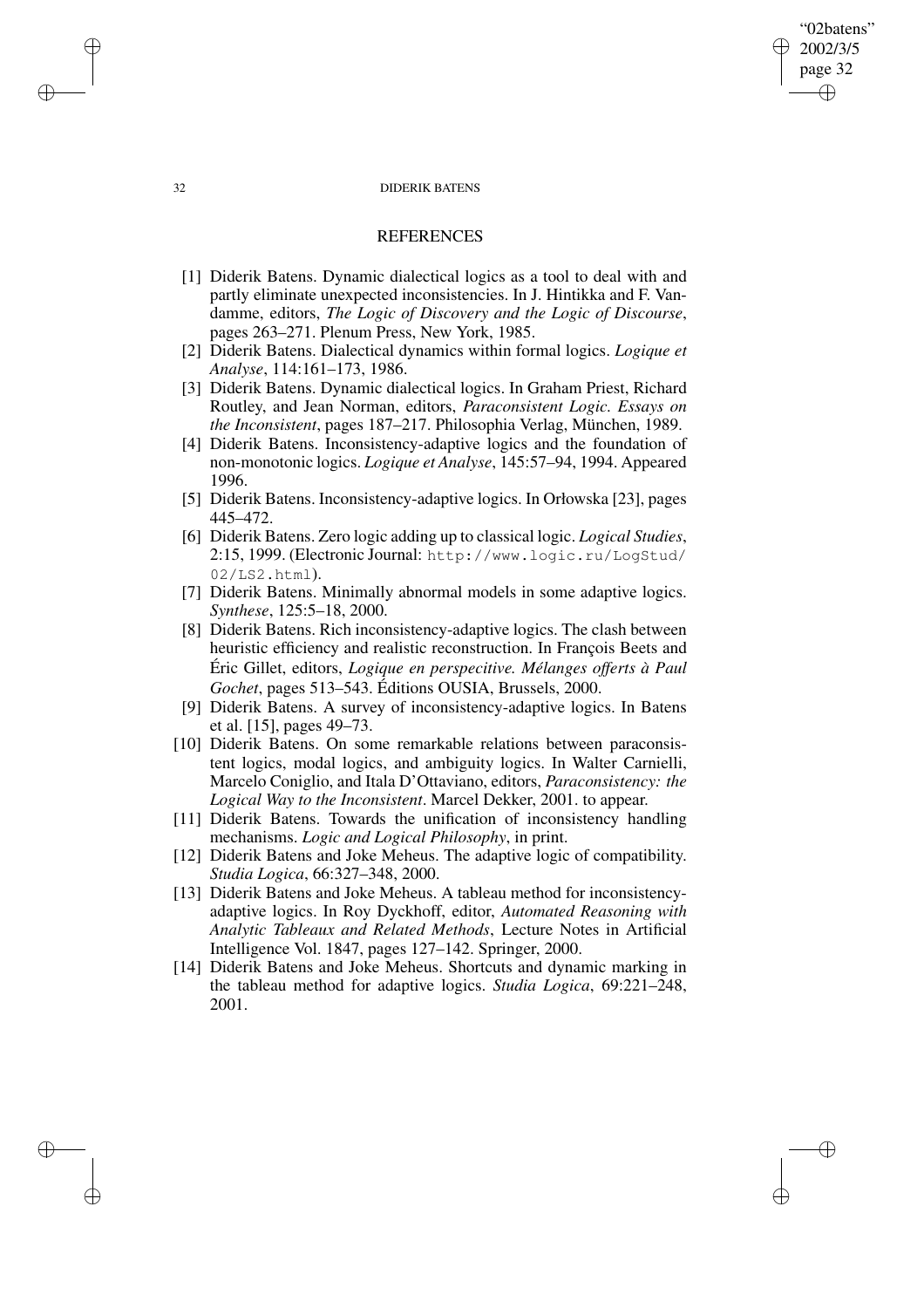## REFERENCES

[1] Diderik Batens. Dynamic dialectical logics as a tool to deal with and partly eliminate unexpected inconsistencies. In J. Hintikka and F. Vandamme, editors, *The Logic of Discovery and the Logic of Discourse*, pages 263–271. Plenum Press, New York, 1985.

[2] Diderik Batens. Dialectical dynamics within formal logics. *Logique et Analyse*, 114:161–173, 1986.

[3] Diderik Batens. Dynamic dialectical logics. In Graham Priest, Richard Routley, and Jean Norman, editors, *Paraconsistent Logic. Essays on the Inconsistent*, pages 187–217. Philosophia Verlag, München, 1989.

[4] Diderik Batens. Inconsistency-adaptive logics and the foundation of non-monotonic logics. *Logique et Analyse*, 145:57–94, 1994. Appeared 1996.

[5] Diderik Batens. Inconsistency-adaptive logics. In Orłowska [23], pages 445–472.

[6] Diderik Batens. Zero logic adding up to classical logic. *Logical Studies*, 2:15, 1999. (Electronic Journal: `http://www.logic.ru/LogStud/02/LS2.html`).

[7] Diderik Batens. Minimally abnormal models in some adaptive logics. *Synthese*, 125:5–18, 2000.

[8] Diderik Batens. Rich inconsistency-adaptive logics. The clash between heuristic efficiency and realistic reconstruction. In François Beets and Éric Gillet, editors, *Logique en perspecitive. Mélanges offerts à Paul Gochet*, pages 513–543. Éditions OUSIA, Brussels, 2000.

[9] Diderik Batens. A survey of inconsistency-adaptive logics. In Batens et al. [15], pages 49–73.

[10] Diderik Batens. On some remarkable relations between paraconsistent logics, modal logics, and ambiguity logics. In Walter Carnielli, Marcelo Coniglio, and Itala D'Ottaviano, editors, *Paraconsistency: the Logical Way to the Inconsistent*. Marcel Dekker, 2001. to appear.

[11] Diderik Batens. Towards the unification of inconsistency handling mechanisms. *Logic and Logical Philosophy*, in print.

[12] Diderik Batens and Joke Meheus. The adaptive logic of compatibility. *Studia Logica*, 66:327–348, 2000.

[13] Diderik Batens and Joke Meheus. A tableau method for inconsistency-adaptive logics. In Roy Dyckhoff, editor, *Automated Reasoning with Analytic Tableaux and Related Methods*, Lecture Notes in Artificial Intelligence Vol. 1847, pages 127–142. Springer, 2000.

[14] Diderik Batens and Joke Meheus. Shortcuts and dynamic marking in the tableau method for adaptive logics. *Studia Logica*, 69:221–248, 2001.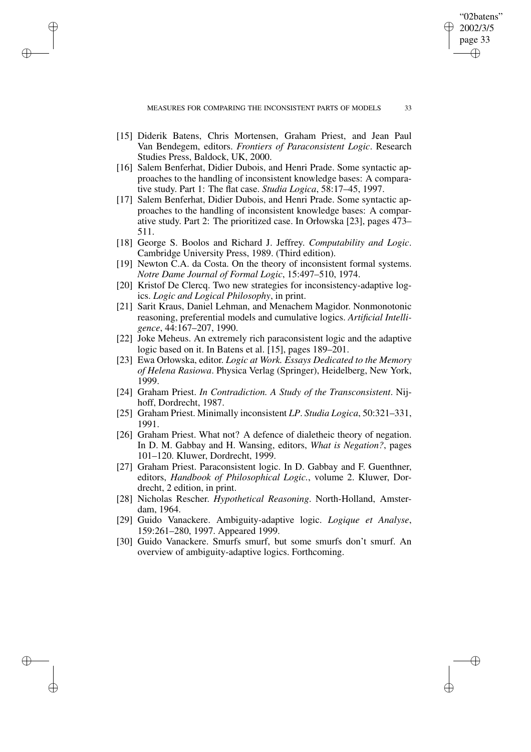[15] Diderik Batens, Chris Mortensen, Graham Priest, and Jean Paul Van Bendegem, editors. *Frontiers of Paraconsistent Logic*. Research Studies Press, Baldock, UK, 2000.

[16] Salem Benferhat, Didier Dubois, and Henri Prade. Some syntactic approaches to the handling of inconsistent knowledge bases: A comparative study. Part 1: The flat case. *Studia Logica*, 58:17–45, 1997.

[17] Salem Benferhat, Didier Dubois, and Henri Prade. Some syntactic approaches to the handling of inconsistent knowledge bases: A comparative study. Part 2: The prioritized case. In Orłowska [23], pages 473–511.

[18] George S. Boolos and Richard J. Jeffrey. *Computability and Logic*. Cambridge University Press, 1989. (Third edition).

[19] Newton C.A. da Costa. On the theory of inconsistent formal systems. *Notre Dame Journal of Formal Logic*, 15:497–510, 1974.

[20] Kristof De Clercq. Two new strategies for inconsistency-adaptive logics. *Logic and Logical Philosophy*, in print.

[21] Sarit Kraus, Daniel Lehman, and Menachem Magidor. Nonmonotonic reasoning, preferential models and cumulative logics. *Artificial Intelligence*, 44:167–207, 1990.

[22] Joke Meheus. An extremely rich paraconsistent logic and the adaptive logic based on it. In Batens et al. [15], pages 189–201.

[23] Ewa Orłowska, editor. *Logic at Work. Essays Dedicated to the Memory of Helena Rasiowa*. Physica Verlag (Springer), Heidelberg, New York, 1999.

[24] Graham Priest. *In Contradiction. A Study of the Transconsistent*. Nijhoff, Dordrecht, 1987.

[25] Graham Priest. Minimally inconsistent *LP*. *Studia Logica*, 50:321–331, 1991.

[26] Graham Priest. What not? A defence of dialetheic theory of negation. In D. M. Gabbay and H. Wansing, editors, *What is Negation?*, pages 101–120. Kluwer, Dordrecht, 1999.

[27] Graham Priest. Paraconsistent logic. In D. Gabbay and F. Guenthner, editors, *Handbook of Philosophical Logic.*, volume 2. Kluwer, Dordrecht, 2 edition, in print.

[28] Nicholas Rescher. *Hypothetical Reasoning*. North-Holland, Amsterdam, 1964.

[29] Guido Vanackere. Ambiguity-adaptive logic. *Logique et Analyse*, 159:261–280, 1997. Appeared 1999.

[30] Guido Vanackere. Smurfs smurf, but some smurfs don't smurf. An overview of ambiguity-adaptive logics. Forthcoming.